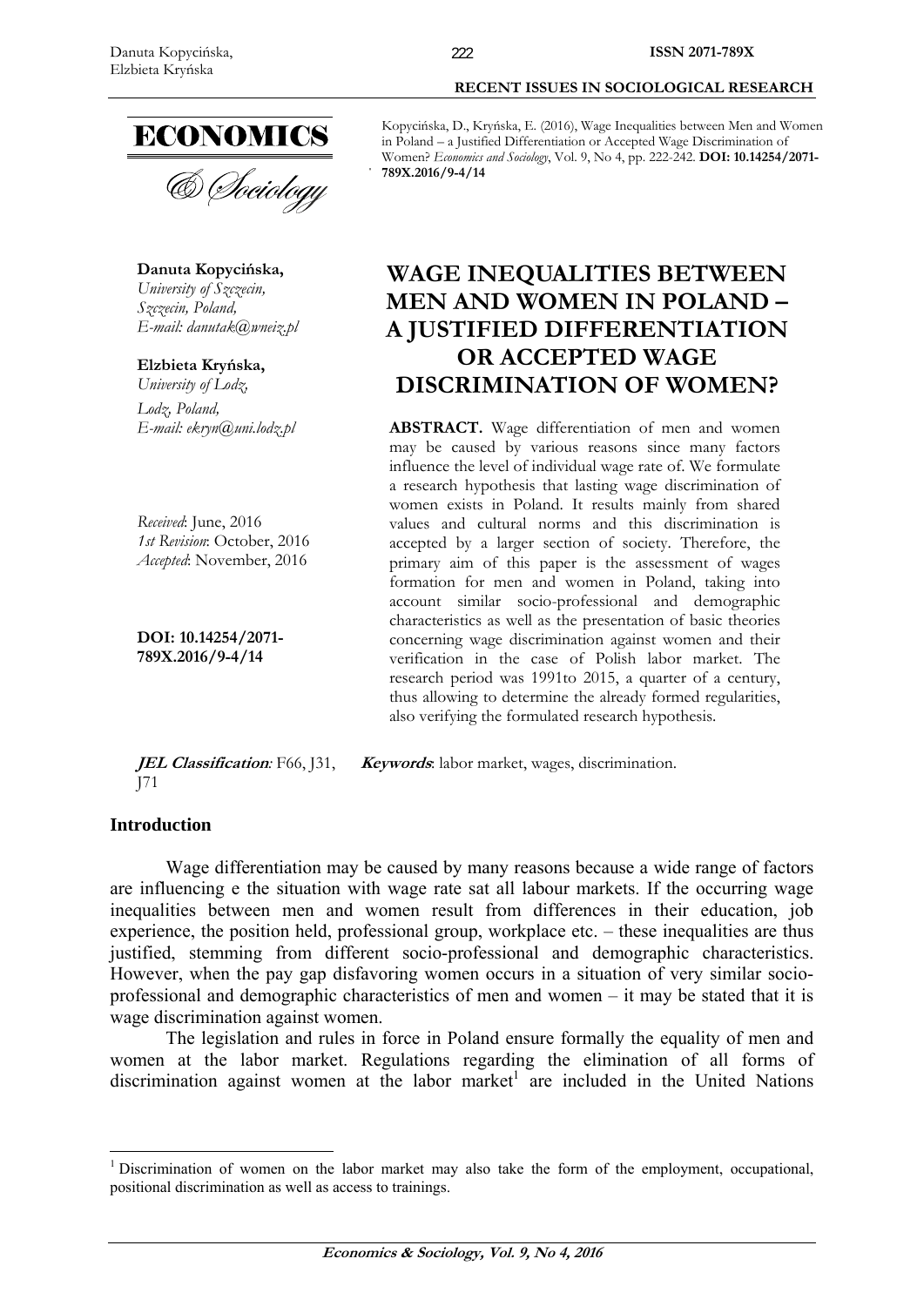Kopycińska, D., Kryńska, E. (2016), Wage Inequalities between Men and Women in Poland – a Justified Differentiation or Accepted Wage Discrimination of Women? *Economics and Sociology*, Vol. 9, No 4, pp. 222-242. **DOI: 10.14254/2071-789X.2016/9-4/14**

**Danuta Kopycińska,**
*University of Szczecin, Szczecin, Poland,*
*E-mail: danutak@wneiz.pl*

**Elzbieta Kryńska,**
*University of Lodz, Lodz, Poland,*
*E-mail: ekryn@uni.lodz.pl*

*Received*: June, 2016
*1st Revision*: October, 2016
*Accepted*: November, 2016

**DOI: 10.14254/2071-789X.2016/9-4/14**

# WAGE INEQUALITIES BETWEEN MEN AND WOMEN IN POLAND – A JUSTIFIED DIFFERENTIATION OR ACCEPTED WAGE DISCRIMINATION OF WOMEN?

**ABSTRACT.** Wage differentiation of men and women may be caused by various reasons since many factors influence the level of individual wage rate of. We formulate a research hypothesis that lasting wage discrimination of women exists in Poland. It results mainly from shared values and cultural norms and this discrimination is accepted by a larger section of society. Therefore, the primary aim of this paper is the assessment of wages formation for men and women in Poland, taking into account similar socio-professional and demographic characteristics as well as the presentation of basic theories concerning wage discrimination against women and their verification in the case of Polish labor market. The research period was 1991to 2015, a quarter of a century, thus allowing to determine the already formed regularities, also verifying the formulated research hypothesis.

***JEL Classification:*** F66, J31, J71

***Keywords***: labor market, wages, discrimination.

## Introduction

Wage differentiation may be caused by many reasons because a wide range of factors are influencing e the situation with wage rate sat all labour markets. If the occurring wage inequalities between men and women result from differences in their education, job experience, the position held, professional group, workplace etc. – these inequalities are thus justified, stemming from different socio-professional and demographic characteristics. However, when the pay gap disfavoring women occurs in a situation of very similar socio-professional and demographic characteristics of men and women – it may be stated that it is wage discrimination against women.

The legislation and rules in force in Poland ensure formally the equality of men and women at the labor market. Regulations regarding the elimination of all forms of discrimination against women at the labor market[1] are included in the United Nations

[1] Discrimination of women on the labor market may also take the form of the employment, occupational, positional discrimination as well as access to trainings.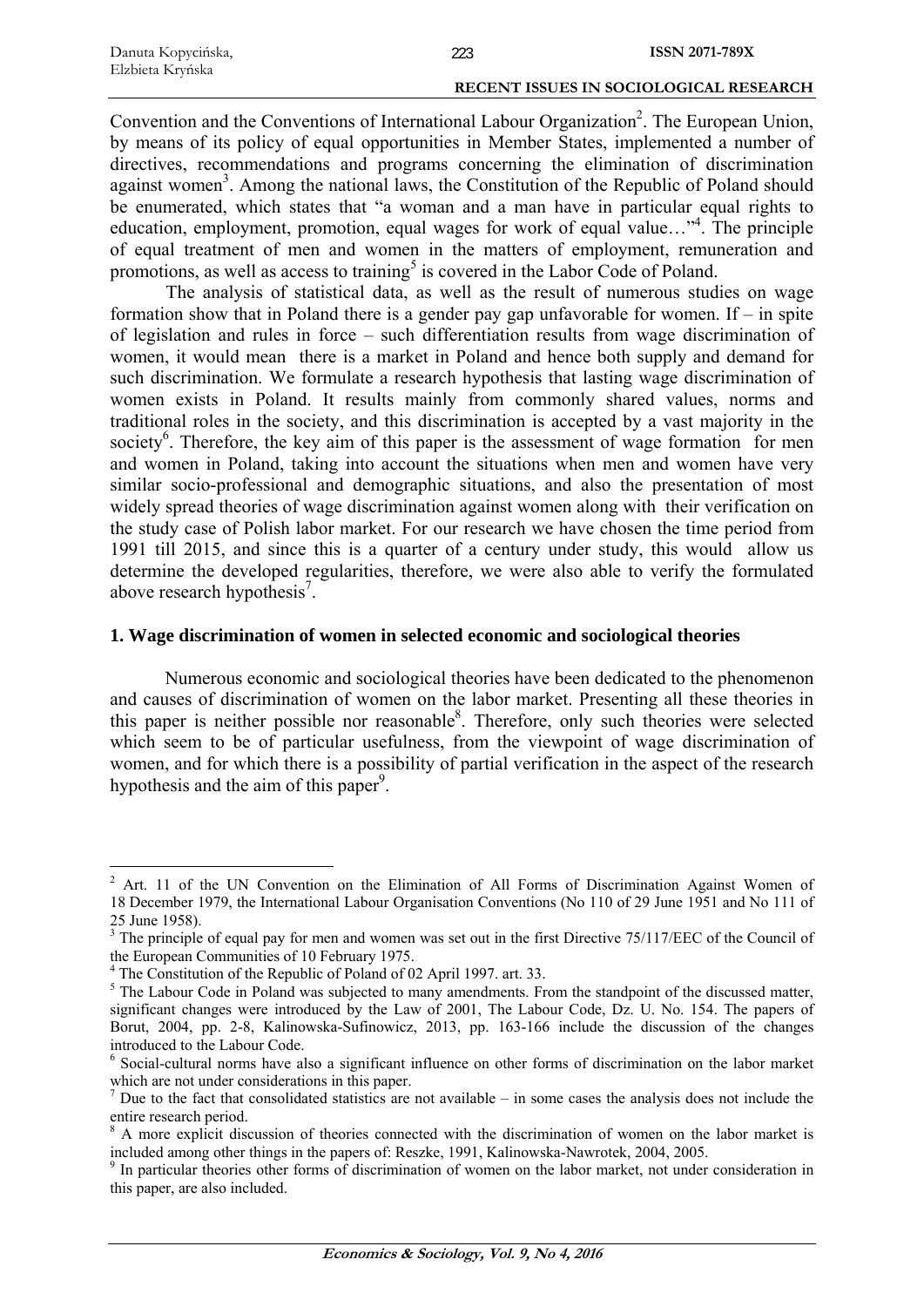Convention and the Conventions of International Labour Organization[2]. The European Union, by means of its policy of equal opportunities in Member States, implemented a number of directives, recommendations and programs concerning the elimination of discrimination against women[3]. Among the national laws, the Constitution of the Republic of Poland should be enumerated, which states that "a woman and a man have in particular equal rights to education, employment, promotion, equal wages for work of equal value…"[4]. The principle of equal treatment of men and women in the matters of employment, remuneration and promotions, as well as access to training[5] is covered in the Labor Code of Poland.

The analysis of statistical data, as well as the result of numerous studies on wage formation show that in Poland there is a gender pay gap unfavorable for women. If – in spite of legislation and rules in force – such differentiation results from wage discrimination of women, it would mean there is a market in Poland and hence both supply and demand for such discrimination. We formulate a research hypothesis that lasting wage discrimination of women exists in Poland. It results mainly from commonly shared values, norms and traditional roles in the society, and this discrimination is accepted by a vast majority in the society[6]. Therefore, the key aim of this paper is the assessment of wage formation for men and women in Poland, taking into account the situations when men and women have very similar socio-professional and demographic situations, and also the presentation of most widely spread theories of wage discrimination against women along with their verification on the study case of Polish labor market. For our research we have chosen the time period from 1991 till 2015, and since this is a quarter of a century under study, this would allow us determine the developed regularities, therefore, we were also able to verify the formulated above research hypothesis[7].

## 1. Wage discrimination of women in selected economic and sociological theories

Numerous economic and sociological theories have been dedicated to the phenomenon and causes of discrimination of women on the labor market. Presenting all these theories in this paper is neither possible nor reasonable[8]. Therefore, only such theories were selected which seem to be of particular usefulness, from the viewpoint of wage discrimination of women, and for which there is a possibility of partial verification in the aspect of the research hypothesis and the aim of this paper[9].

---

[2] Art. 11 of the UN Convention on the Elimination of All Forms of Discrimination Against Women of 18 December 1979, the International Labour Organisation Conventions (No 110 of 29 June 1951 and No 111 of 25 June 1958).

[3] The principle of equal pay for men and women was set out in the first Directive 75/117/EEC of the Council of the European Communities of 10 February 1975.

[4] The Constitution of the Republic of Poland of 02 April 1997. art. 33.

[5] The Labour Code in Poland was subjected to many amendments. From the standpoint of the discussed matter, significant changes were introduced by the Law of 2001, The Labour Code, Dz. U. No. 154. The papers of Borut, 2004, pp. 2-8, Kalinowska-Sufinowicz, 2013, pp. 163-166 include the discussion of the changes introduced to the Labour Code.

[6] Social-cultural norms have also a significant influence on other forms of discrimination on the labor market which are not under considerations in this paper.

[7] Due to the fact that consolidated statistics are not available – in some cases the analysis does not include the entire research period.

[8] A more explicit discussion of theories connected with the discrimination of women on the labor market is included among other things in the papers of: Reszke, 1991, Kalinowska-Nawrotek, 2004, 2005.

[9] In particular theories other forms of discrimination of women on the labor market, not under consideration in this paper, are also included.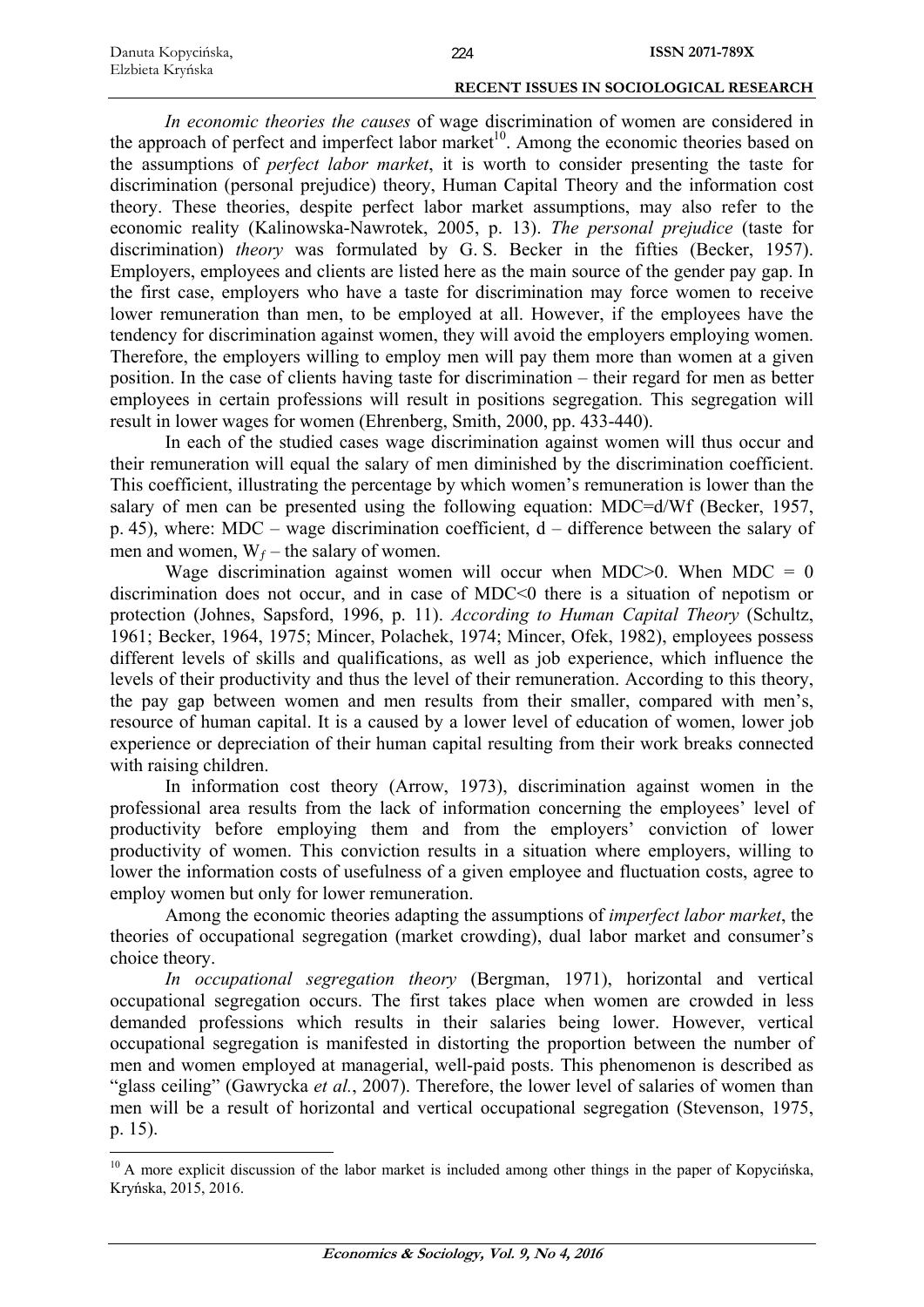*In economic theories the causes* of wage discrimination of women are considered in the approach of perfect and imperfect labor market[10]. Among the economic theories based on the assumptions of *perfect labor market*, it is worth to consider presenting the taste for discrimination (personal prejudice) theory, Human Capital Theory and the information cost theory. These theories, despite perfect labor market assumptions, may also refer to the economic reality (Kalinowska-Nawrotek, 2005, p. 13). *The personal prejudice* (taste for discrimination) *theory* was formulated by G. S. Becker in the fifties (Becker, 1957). Employers, employees and clients are listed here as the main source of the gender pay gap. In the first case, employers who have a taste for discrimination may force women to receive lower remuneration than men, to be employed at all. However, if the employees have the tendency for discrimination against women, they will avoid the employers employing women. Therefore, the employers willing to employ men will pay them more than women at a given position. In the case of clients having taste for discrimination – their regard for men as better employees in certain professions will result in positions segregation. This segregation will result in lower wages for women (Ehrenberg, Smith, 2000, pp. 433-440).

In each of the studied cases wage discrimination against women will thus occur and their remuneration will equal the salary of men diminished by the discrimination coefficient. This coefficient, illustrating the percentage by which women's remuneration is lower than the salary of men can be presented using the following equation: $MDC=d/Wf$ (Becker, 1957, p. 45), where: MDC – wage discrimination coefficient, d – difference between the salary of men and women, $W_f$ – the salary of women.

Wage discrimination against women will occur when $MDC>0$. When $MDC = 0$ discrimination does not occur, and in case of $MDC<0$ there is a situation of nepotism or protection (Johnes, Sapsford, 1996, p. 11). *According to Human Capital Theory* (Schultz, 1961; Becker, 1964, 1975; Mincer, Polachek, 1974; Mincer, Ofek, 1982), employees possess different levels of skills and qualifications, as well as job experience, which influence the levels of their productivity and thus the level of their remuneration. According to this theory, the pay gap between women and men results from their smaller, compared with men's, resource of human capital. It is a caused by a lower level of education of women, lower job experience or depreciation of their human capital resulting from their work breaks connected with raising children.

In information cost theory (Arrow, 1973), discrimination against women in the professional area results from the lack of information concerning the employees' level of productivity before employing them and from the employers' conviction of lower productivity of women. This conviction results in a situation where employers, willing to lower the information costs of usefulness of a given employee and fluctuation costs, agree to employ women but only for lower remuneration.

Among the economic theories adapting the assumptions of *imperfect labor market*, the theories of occupational segregation (market crowding), dual labor market and consumer's choice theory.

*In occupational segregation theory* (Bergman, 1971), horizontal and vertical occupational segregation occurs. The first takes place when women are crowded in less demanded professions which results in their salaries being lower. However, vertical occupational segregation is manifested in distorting the proportion between the number of men and women employed at managerial, well-paid posts. This phenomenon is described as "glass ceiling" (Gawrycka *et al.*, 2007). Therefore, the lower level of salaries of women than men will be a result of horizontal and vertical occupational segregation (Stevenson, 1975, p. 15).

[10] A more explicit discussion of the labor market is included among other things in the paper of Kopycińska, Kryńska, 2015, 2016.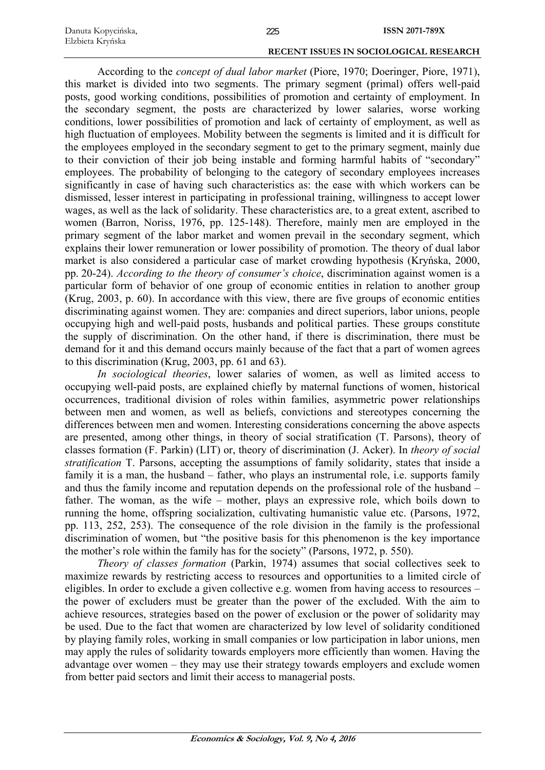According to the *concept of dual labor market* (Piore, 1970; Doeringer, Piore, 1971), this market is divided into two segments. The primary segment (primal) offers well-paid posts, good working conditions, possibilities of promotion and certainty of employment. In the secondary segment, the posts are characterized by lower salaries, worse working conditions, lower possibilities of promotion and lack of certainty of employment, as well as high fluctuation of employees. Mobility between the segments is limited and it is difficult for the employees employed in the secondary segment to get to the primary segment, mainly due to their conviction of their job being instable and forming harmful habits of "secondary" employees. The probability of belonging to the category of secondary employees increases significantly in case of having such characteristics as: the ease with which workers can be dismissed, lesser interest in participating in professional training, willingness to accept lower wages, as well as the lack of solidarity. These characteristics are, to a great extent, ascribed to women (Barron, Noriss, 1976, pp. 125-148). Therefore, mainly men are employed in the primary segment of the labor market and women prevail in the secondary segment, which explains their lower remuneration or lower possibility of promotion. The theory of dual labor market is also considered a particular case of market crowding hypothesis (Kryńska, 2000, pp. 20-24). *According to the theory of consumer's choice*, discrimination against women is a particular form of behavior of one group of economic entities in relation to another group (Krug, 2003, p. 60). In accordance with this view, there are five groups of economic entities discriminating against women. They are: companies and direct superiors, labor unions, people occupying high and well-paid posts, husbands and political parties. These groups constitute the supply of discrimination. On the other hand, if there is discrimination, there must be demand for it and this demand occurs mainly because of the fact that a part of women agrees to this discrimination (Krug, 2003, pp. 61 and 63).

*In sociological theories*, lower salaries of women, as well as limited access to occupying well-paid posts, are explained chiefly by maternal functions of women, historical occurrences, traditional division of roles within families, asymmetric power relationships between men and women, as well as beliefs, convictions and stereotypes concerning the differences between men and women. Interesting considerations concerning the above aspects are presented, among other things, in theory of social stratification (T. Parsons), theory of classes formation (F. Parkin) (LIT) or, theory of discrimination (J. Acker). In *theory of social stratification* T. Parsons, accepting the assumptions of family solidarity, states that inside a family it is a man, the husband – father, who plays an instrumental role, i.e. supports family and thus the family income and reputation depends on the professional role of the husband – father. The woman, as the wife – mother, plays an expressive role, which boils down to running the home, offspring socialization, cultivating humanistic value etc. (Parsons, 1972, pp. 113, 252, 253). The consequence of the role division in the family is the professional discrimination of women, but "the positive basis for this phenomenon is the key importance the mother's role within the family has for the society" (Parsons, 1972, p. 550).

*Theory of classes formation* (Parkin, 1974) assumes that social collectives seek to maximize rewards by restricting access to resources and opportunities to a limited circle of eligibles. In order to exclude a given collective e.g. women from having access to resources – the power of excluders must be greater than the power of the excluded. With the aim to achieve resources, strategies based on the power of exclusion or the power of solidarity may be used. Due to the fact that women are characterized by low level of solidarity conditioned by playing family roles, working in small companies or low participation in labor unions, men may apply the rules of solidarity towards employers more efficiently than women. Having the advantage over women – they may use their strategy towards employers and exclude women from better paid sectors and limit their access to managerial posts.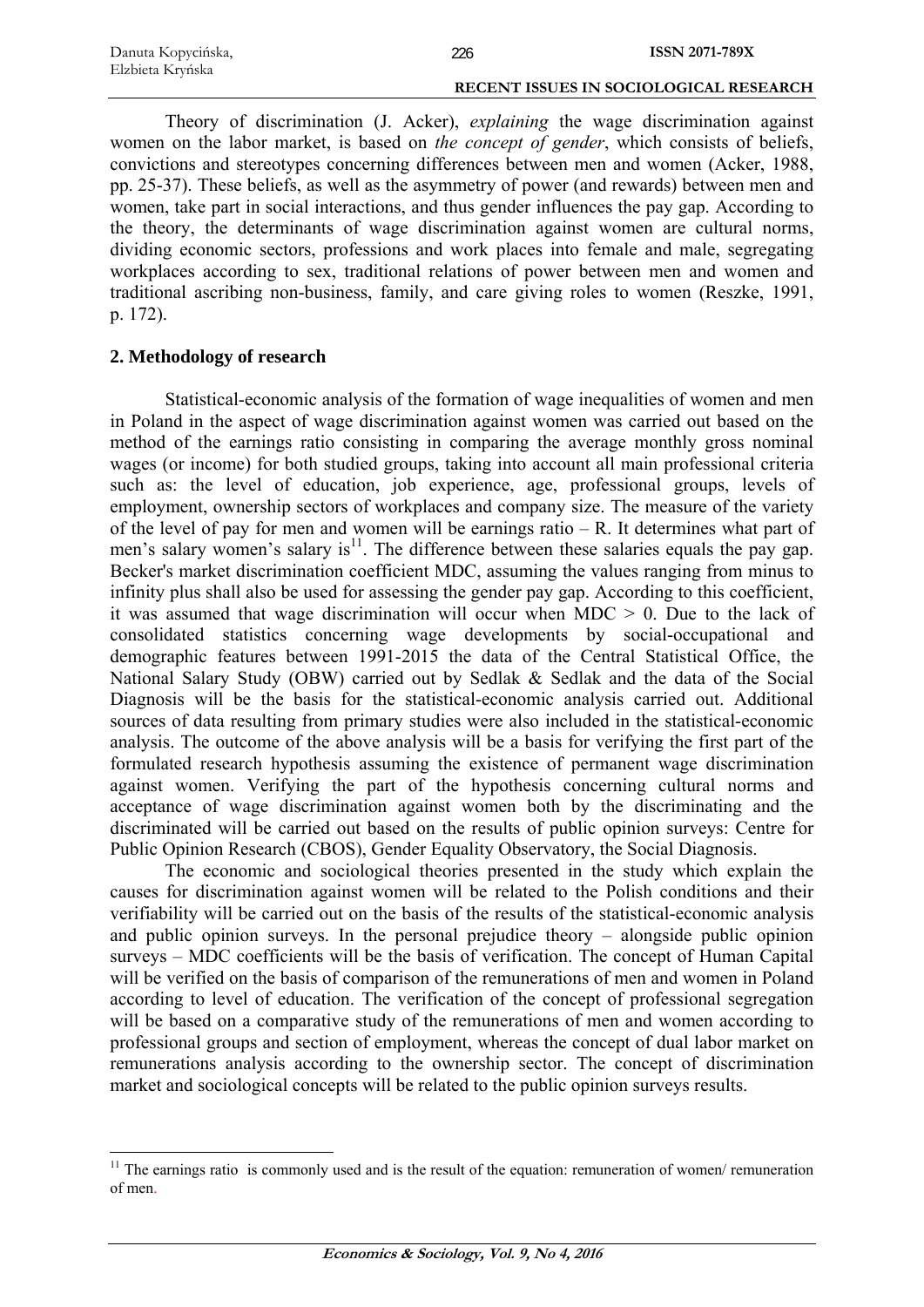Theory of discrimination (J. Acker), *explaining* the wage discrimination against women on the labor market, is based on *the concept of gender*, which consists of beliefs, convictions and stereotypes concerning differences between men and women (Acker, 1988, pp. 25-37). These beliefs, as well as the asymmetry of power (and rewards) between men and women, take part in social interactions, and thus gender influences the pay gap. According to the theory, the determinants of wage discrimination against women are cultural norms, dividing economic sectors, professions and work places into female and male, segregating workplaces according to sex, traditional relations of power between men and women and traditional ascribing non-business, family, and care giving roles to women (Reszke, 1991, p. 172).

## 2. Methodology of research

Statistical-economic analysis of the formation of wage inequalities of women and men in Poland in the aspect of wage discrimination against women was carried out based on the method of the earnings ratio consisting in comparing the average monthly gross nominal wages (or income) for both studied groups, taking into account all main professional criteria such as: the level of education, job experience, age, professional groups, levels of employment, ownership sectors of workplaces and company size. The measure of the variety of the level of pay for men and women will be earnings ratio – R. It determines what part of men's salary women's salary is[11]. The difference between these salaries equals the pay gap. Becker's market discrimination coefficient MDC, assuming the values ranging from minus to infinity plus shall also be used for assessing the gender pay gap. According to this coefficient, it was assumed that wage discrimination will occur when MDC > 0. Due to the lack of consolidated statistics concerning wage developments by social-occupational and demographic features between 1991-2015 the data of the Central Statistical Office, the National Salary Study (OBW) carried out by Sedlak & Sedlak and the data of the Social Diagnosis will be the basis for the statistical-economic analysis carried out. Additional sources of data resulting from primary studies were also included in the statistical-economic analysis. The outcome of the above analysis will be a basis for verifying the first part of the formulated research hypothesis assuming the existence of permanent wage discrimination against women. Verifying the part of the hypothesis concerning cultural norms and acceptance of wage discrimination against women both by the discriminating and the discriminated will be carried out based on the results of public opinion surveys: Centre for Public Opinion Research (CBOS), Gender Equality Observatory, the Social Diagnosis.

The economic and sociological theories presented in the study which explain the causes for discrimination against women will be related to the Polish conditions and their verifiability will be carried out on the basis of the results of the statistical-economic analysis and public opinion surveys. In the personal prejudice theory – alongside public opinion surveys – MDC coefficients will be the basis of verification. The concept of Human Capital will be verified on the basis of comparison of the remunerations of men and women in Poland according to level of education. The verification of the concept of professional segregation will be based on a comparative study of the remunerations of men and women according to professional groups and section of employment, whereas the concept of dual labor market on remunerations analysis according to the ownership sector. The concept of discrimination market and sociological concepts will be related to the public opinion surveys results.

---

[11] The earnings ratio is commonly used and is the result of the equation: remuneration of women/ remuneration of men.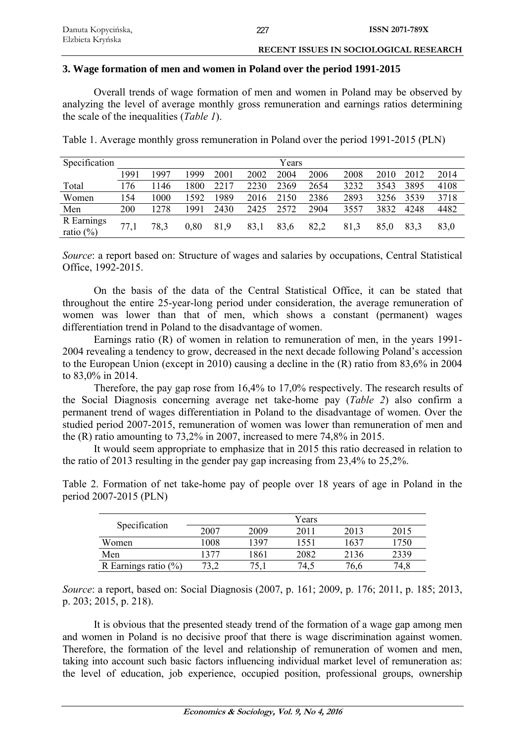## 3. Wage formation of men and women in Poland over the period 1991-2015

Overall trends of wage formation of men and women in Poland may be observed by analyzing the level of average monthly gross remuneration and earnings ratios determining the scale of the inequalities (*Table 1*).

Table 1. Average monthly gross remuneration in Poland over the period 1991-2015 (PLN)

| Specification | Years | | | | | | | | | | |
|---|---|---|---|---|---|---|---|---|---|---|---|
| | 1991 | 1997 | 1999 | 2001 | 2002 | 2004 | 2006 | 2008 | 2010 | 2012 | 2014 |
| Total | 176 | 1146 | 1800 | 2217 | 2230 | 2369 | 2654 | 3232 | 3543 | 3895 | 4108 |
| Women | 154 | 1000 | 1592 | 1989 | 2016 | 2150 | 2386 | 2893 | 3256 | 3539 | 3718 |
| Men | 200 | 1278 | 1991 | 2430 | 2425 | 2572 | 2904 | 3557 | 3832 | 4248 | 4482 |
| R Earnings ratio (%) | 77,1 | 78,3 | 0,80 | 81,9 | 83,1 | 83,6 | 82,2 | 81,3 | 85,0 | 83,3 | 83,0 |

*Source*: a report based on: Structure of wages and salaries by occupations, Central Statistical Office, 1992-2015.

On the basis of the data of the Central Statistical Office, it can be stated that throughout the entire 25-year-long period under consideration, the average remuneration of women was lower than that of men, which shows a constant (permanent) wages differentiation trend in Poland to the disadvantage of women.

Earnings ratio (R) of women in relation to remuneration of men, in the years 1991-2004 revealing a tendency to grow, decreased in the next decade following Poland's accession to the European Union (except in 2010) causing a decline in the (R) ratio from 83,6% in 2004 to 83,0% in 2014.

Therefore, the pay gap rose from 16,4% to 17,0% respectively. The research results of the Social Diagnosis concerning average net take-home pay (*Table 2*) also confirm a permanent trend of wages differentiation in Poland to the disadvantage of women. Over the studied period 2007-2015, remuneration of women was lower than remuneration of men and the (R) ratio amounting to 73,2% in 2007, increased to mere 74,8% in 2015.

It would seem appropriate to emphasize that in 2015 this ratio decreased in relation to the ratio of 2013 resulting in the gender pay gap increasing from 23,4% to 25,2%.

Table 2. Formation of net take-home pay of people over 18 years of age in Poland in the period 2007-2015 (PLN)

| Specification | Years | | | | |
|---|---|---|---|---|---|
| | 2007 | 2009 | 2011 | 2013 | 2015 |
| Women | 1008 | 1397 | 1551 | 1637 | 1750 |
| Men | 1377 | 1861 | 2082 | 2136 | 2339 |
| R Earnings ratio (%) | 73,2 | 75,1 | 74,5 | 76,6 | 74,8 |

*Source*: a report, based on: Social Diagnosis (2007, p. 161; 2009, p. 176; 2011, p. 185; 2013, p. 203; 2015, p. 218).

It is obvious that the presented steady trend of the formation of a wage gap among men and women in Poland is no decisive proof that there is wage discrimination against women. Therefore, the formation of the level and relationship of remuneration of women and men, taking into account such basic factors influencing individual market level of remuneration as: the level of education, job experience, occupied position, professional groups, ownership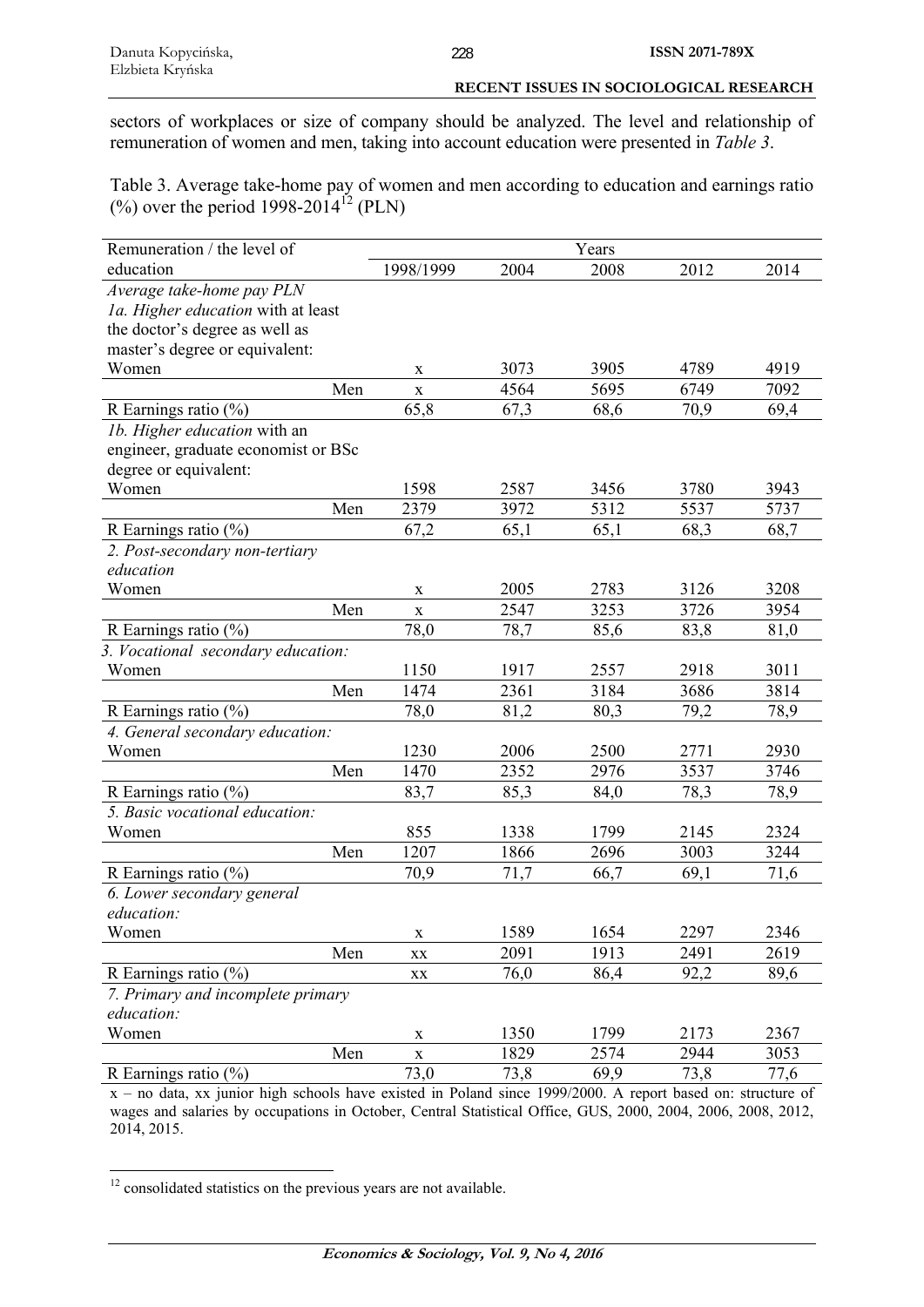sectors of workplaces or size of company should be analyzed. The level and relationship of remuneration of women and men, taking into account education were presented in *Table 3*.

Table 3. Average take-home pay of women and men according to education and earnings ratio (%) over the period 1998-2014[12] (PLN)

| Remuneration / the level of education | Years | | | | |
|---|---|---|---|---|---|
| | 1998/1999 | 2004 | 2008 | 2012 | 2014 |
| *Average take-home pay PLN* | | | | | |
| *1a. Higher education* with at least the doctor's degree as well as master's degree or equivalent: | | | | | |
| Women | x | 3073 | 3905 | 4789 | 4919 |
| Men | x | 4564 | 5695 | 6749 | 7092 |
| R Earnings ratio (%) | 65,8 | 67,3 | 68,6 | 70,9 | 69,4 |
| *1b. Higher education* with an engineer, graduate economist or BSc degree or equivalent: | | | | | |
| Women | 1598 | 2587 | 3456 | 3780 | 3943 |
| Men | 2379 | 3972 | 5312 | 5537 | 5737 |
| R Earnings ratio (%) | 67,2 | 65,1 | 65,1 | 68,3 | 68,7 |
| *2. Post-secondary non-tertiary education* | | | | | |
| Women | x | 2005 | 2783 | 3126 | 3208 |
| Men | x | 2547 | 3253 | 3726 | 3954 |
| R Earnings ratio (%) | 78,0 | 78,7 | 85,6 | 83,8 | 81,0 |
| *3. Vocational secondary education:* | | | | | |
| Women | 1150 | 1917 | 2557 | 2918 | 3011 |
| Men | 1474 | 2361 | 3184 | 3686 | 3814 |
| R Earnings ratio (%) | 78,0 | 81,2 | 80,3 | 79,2 | 78,9 |
| *4. General secondary education:* | | | | | |
| Women | 1230 | 2006 | 2500 | 2771 | 2930 |
| Men | 1470 | 2352 | 2976 | 3537 | 3746 |
| R Earnings ratio (%) | 83,7 | 85,3 | 84,0 | 78,3 | 78,9 |
| *5. Basic vocational education:* | | | | | |
| Women | 855 | 1338 | 1799 | 2145 | 2324 |
| Men | 1207 | 1866 | 2696 | 3003 | 3244 |
| R Earnings ratio (%) | 70,9 | 71,7 | 66,7 | 69,1 | 71,6 |
| *6. Lower secondary general education:* | | | | | |
| Women | x | 1589 | 1654 | 2297 | 2346 |
| Men | xx | 2091 | 1913 | 2491 | 2619 |
| R Earnings ratio (%) | xx | 76,0 | 86,4 | 92,2 | 89,6 |
| *7. Primary and incomplete primary education:* | | | | | |
| Women | x | 1350 | 1799 | 2173 | 2367 |
| Men | x | 1829 | 2574 | 2944 | 3053 |
| R Earnings ratio (%) | 73,0 | 73,8 | 69,9 | 73,8 | 77,6 |

x – no data, xx junior high schools have existed in Poland since 1999/2000. A report based on: structure of wages and salaries by occupations in October, Central Statistical Office, GUS, 2000, 2004, 2006, 2008, 2012, 2014, 2015.

[12] consolidated statistics on the previous years are not available.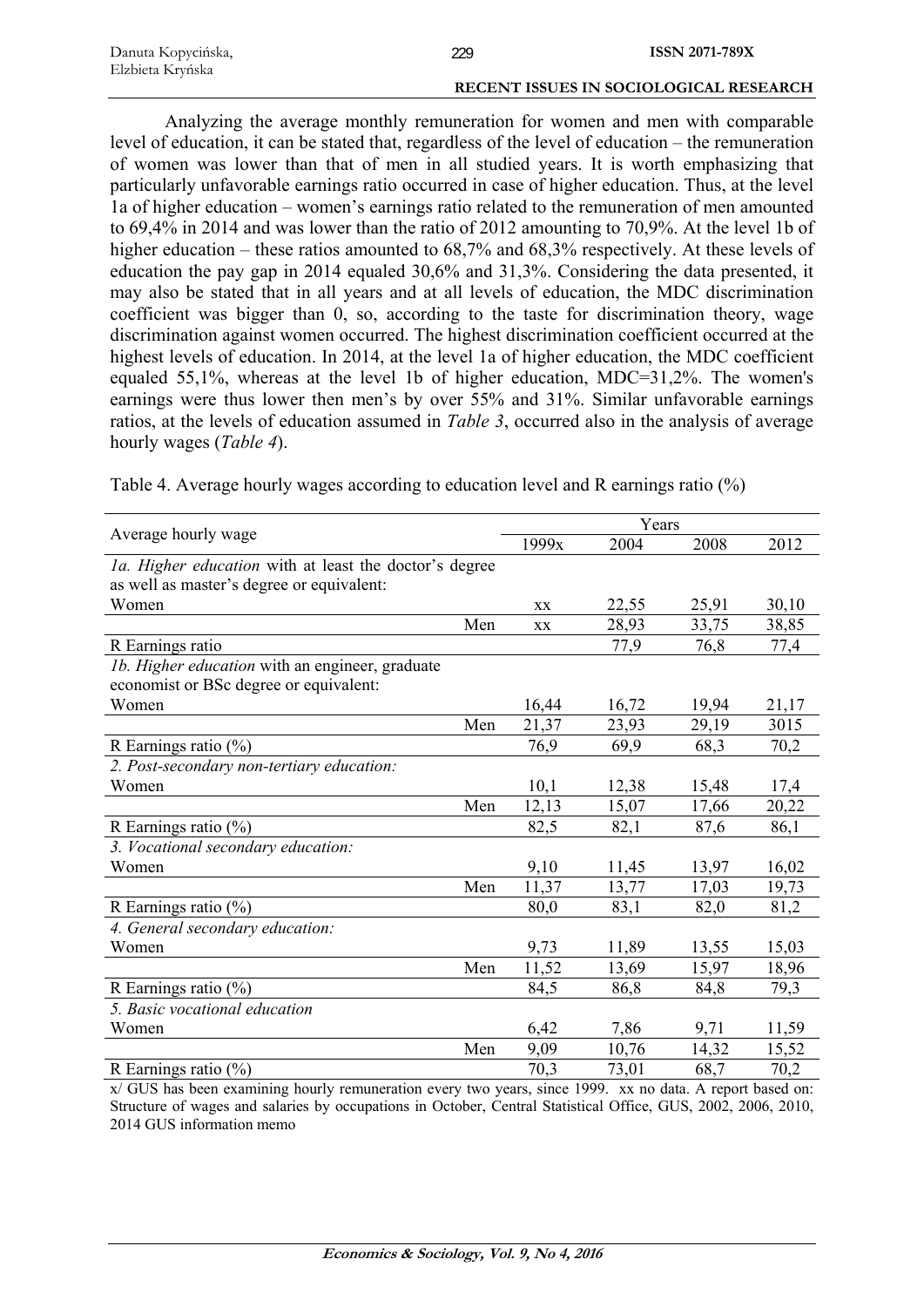Analyzing the average monthly remuneration for women and men with comparable level of education, it can be stated that, regardless of the level of education – the remuneration of women was lower than that of men in all studied years. It is worth emphasizing that particularly unfavorable earnings ratio occurred in case of higher education. Thus, at the level 1a of higher education – women's earnings ratio related to the remuneration of men amounted to 69,4% in 2014 and was lower than the ratio of 2012 amounting to 70,9%. At the level 1b of higher education – these ratios amounted to 68,7% and 68,3% respectively. At these levels of education the pay gap in 2014 equaled 30,6% and 31,3%. Considering the data presented, it may also be stated that in all years and at all levels of education, the MDC discrimination coefficient was bigger than 0, so, according to the taste for discrimination theory, wage discrimination against women occurred. The highest discrimination coefficient occurred at the highest levels of education. In 2014, at the level 1a of higher education, the MDC coefficient equaled 55,1%, whereas at the level 1b of higher education, MDC=31,2%. The women's earnings were thus lower then men's by over 55% and 31%. Similar unfavorable earnings ratios, at the levels of education assumed in *Table 3*, occurred also in the analysis of average hourly wages (*Table 4*).

Table 4. Average hourly wages according to education level and R earnings ratio (%)

| Average hourly wage | | Years | | | |
|---|---|---|---|---|---|
| | | 1999x | 2004 | 2008 | 2012 |
| *1a. Higher education with at least the doctor's degree as well as master's degree or equivalent:* | | | | | |
| Women | | xx | 22,55 | 25,91 | 30,10 |
| | Men | xx | 28,93 | 33,75 | 38,85 |
| R Earnings ratio | | | 77,9 | 76,8 | 77,4 |
| *1b. Higher education with an engineer, graduate economist or BSc degree or equivalent:* | | | | | |
| Women | | 16,44 | 16,72 | 19,94 | 21,17 |
| | Men | 21,37 | 23,93 | 29,19 | 3015 |
| R Earnings ratio (%) | | 76,9 | 69,9 | 68,3 | 70,2 |
| *2. Post-secondary non-tertiary education:* | | | | | |
| Women | | 10,1 | 12,38 | 15,48 | 17,4 |
| | Men | 12,13 | 15,07 | 17,66 | 20,22 |
| R Earnings ratio (%) | | 82,5 | 82,1 | 87,6 | 86,1 |
| *3. Vocational secondary education:* | | | | | |
| Women | | 9,10 | 11,45 | 13,97 | 16,02 |
| | Men | 11,37 | 13,77 | 17,03 | 19,73 |
| R Earnings ratio (%) | | 80,0 | 83,1 | 82,0 | 81,2 |
| *4. General secondary education:* | | | | | |
| Women | | 9,73 | 11,89 | 13,55 | 15,03 |
| | Men | 11,52 | 13,69 | 15,97 | 18,96 |
| R Earnings ratio (%) | | 84,5 | 86,8 | 84,8 | 79,3 |
| *5. Basic vocational education* | | | | | |
| Women | | 6,42 | 7,86 | 9,71 | 11,59 |
| | Men | 9,09 | 10,76 | 14,32 | 15,52 |
| R Earnings ratio (%) | | 70,3 | 73,01 | 68,7 | 70,2 |

x/ GUS has been examining hourly remuneration every two years, since 1999. xx no data. A report based on: Structure of wages and salaries by occupations in October, Central Statistical Office, GUS, 2002, 2006, 2010, 2014 GUS information memo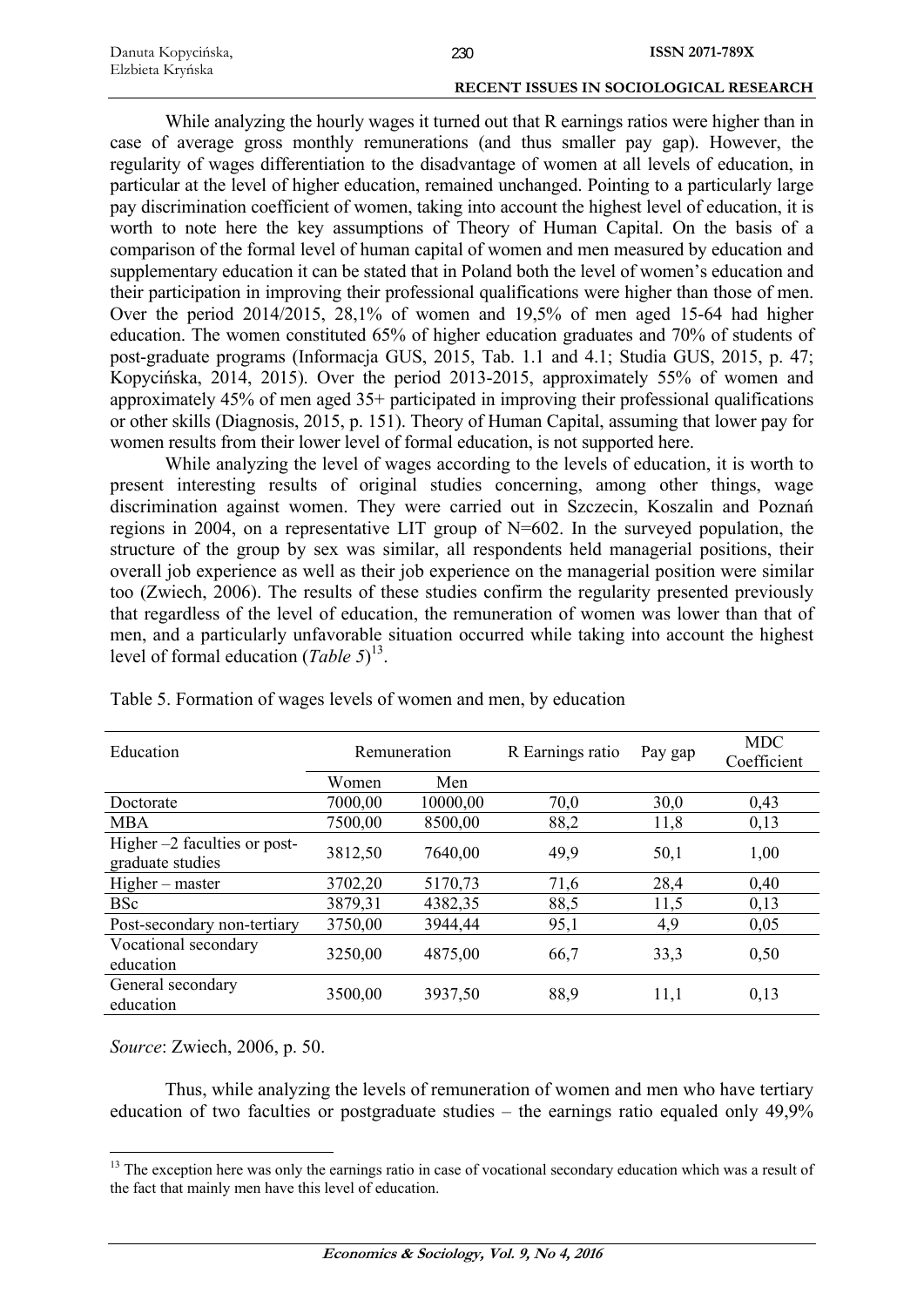While analyzing the hourly wages it turned out that R earnings ratios were higher than in case of average gross monthly remunerations (and thus smaller pay gap). However, the regularity of wages differentiation to the disadvantage of women at all levels of education, in particular at the level of higher education, remained unchanged. Pointing to a particularly large pay discrimination coefficient of women, taking into account the highest level of education, it is worth to note here the key assumptions of Theory of Human Capital. On the basis of a comparison of the formal level of human capital of women and men measured by education and supplementary education it can be stated that in Poland both the level of women's education and their participation in improving their professional qualifications were higher than those of men. Over the period 2014/2015, 28,1% of women and 19,5% of men aged 15-64 had higher education. The women constituted 65% of higher education graduates and 70% of students of post-graduate programs (Informacja GUS, 2015, Tab. 1.1 and 4.1; Studia GUS, 2015, p. 47; Kopycińska, 2014, 2015). Over the period 2013-2015, approximately 55% of women and approximately 45% of men aged 35+ participated in improving their professional qualifications or other skills (Diagnosis, 2015, p. 151). Theory of Human Capital, assuming that lower pay for women results from their lower level of formal education, is not supported here.

While analyzing the level of wages according to the levels of education, it is worth to present interesting results of original studies concerning, among other things, wage discrimination against women. They were carried out in Szczecin, Koszalin and Poznań regions in 2004, on a representative LIT group of N=602. In the surveyed population, the structure of the group by sex was similar, all respondents held managerial positions, their overall job experience as well as their job experience on the managerial position were similar too (Zwiech, 2006). The results of these studies confirm the regularity presented previously that regardless of the level of education, the remuneration of women was lower than that of men, and a particularly unfavorable situation occurred while taking into account the highest level of formal education (*Table 5*)[13].

Table 5. Formation of wages levels of women and men, by education

| Education | Remuneration | | R Earnings ratio | Pay gap | MDC Coefficient |
|---|---|---|---|---|---|
| | Women | Men | | | |
| Doctorate | 7000,00 | 10000,00 | 70,0 | 30,0 | 0,43 |
| MBA | 7500,00 | 8500,00 | 88,2 | 11,8 | 0,13 |
| Higher –2 faculties or post-graduate studies | 3812,50 | 7640,00 | 49,9 | 50,1 | 1,00 |
| Higher – master | 3702,20 | 5170,73 | 71,6 | 28,4 | 0,40 |
| BSc | 3879,31 | 4382,35 | 88,5 | 11,5 | 0,13 |
| Post-secondary non-tertiary | 3750,00 | 3944,44 | 95,1 | 4,9 | 0,05 |
| Vocational secondary education | 3250,00 | 4875,00 | 66,7 | 33,3 | 0,50 |
| General secondary education | 3500,00 | 3937,50 | 88,9 | 11,1 | 0,13 |

*Source*: Zwiech, 2006, p. 50.

Thus, while analyzing the levels of remuneration of women and men who have tertiary education of two faculties or postgraduate studies – the earnings ratio equaled only 49,9%

[13] The exception here was only the earnings ratio in case of vocational secondary education which was a result of the fact that mainly men have this level of education.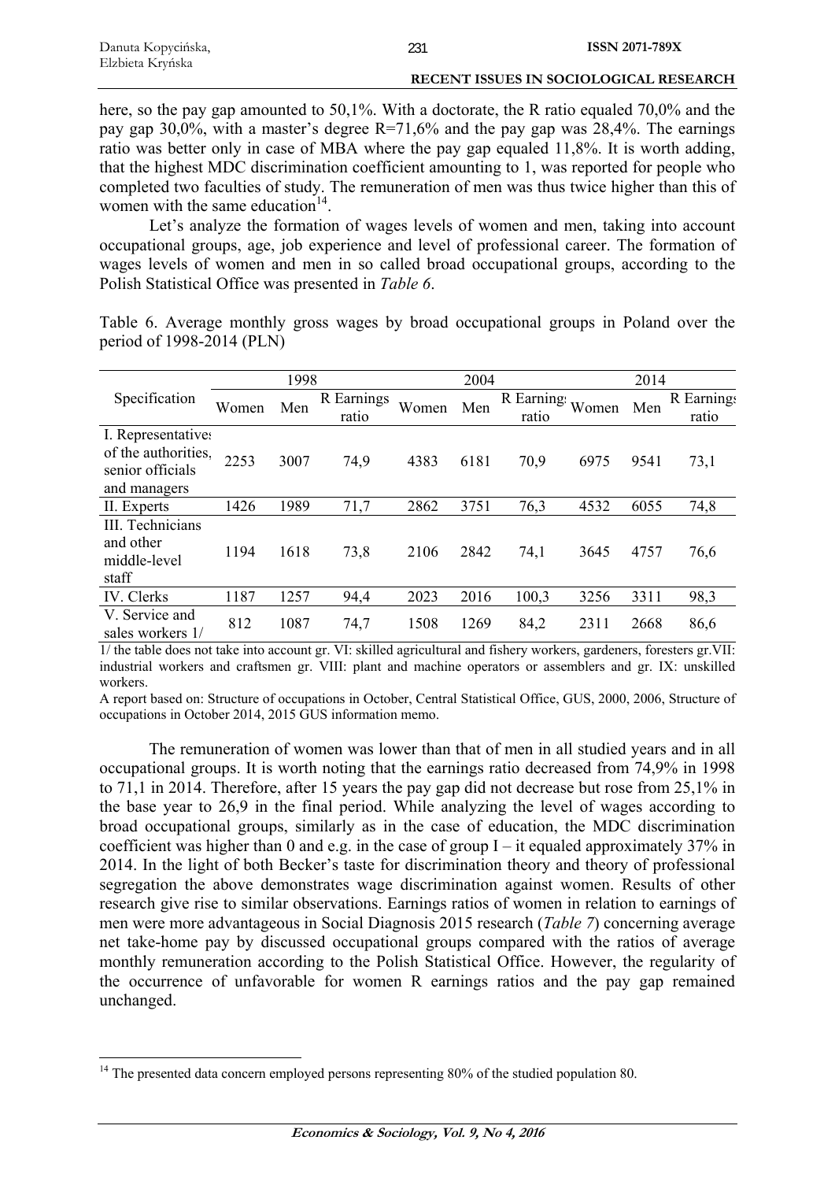here, so the pay gap amounted to 50,1%. With a doctorate, the R ratio equaled 70,0% and the pay gap 30,0%, with a master's degree R=71,6% and the pay gap was 28,4%. The earnings ratio was better only in case of MBA where the pay gap equaled 11,8%. It is worth adding, that the highest MDC discrimination coefficient amounting to 1, was reported for people who completed two faculties of study. The remuneration of men was thus twice higher than this of women with the same education[14].

Let's analyze the formation of wages levels of women and men, taking into account occupational groups, age, job experience and level of professional career. The formation of wages levels of women and men in so called broad occupational groups, according to the Polish Statistical Office was presented in *Table 6*.

Table 6. Average monthly gross wages by broad occupational groups in Poland over the period of 1998-2014 (PLN)

| Specification | 1998 | | | 2004 | | | 2014 | | |
|---|---|---|---|---|---|---|---|---|---|
| | Women | Men | R Earnings ratio | Women | Men | R Earnings ratio | Women | Men | R Earnings ratio |
| I. Representatives of the authorities, senior officials and managers | 2253 | 3007 | 74,9 | 4383 | 6181 | 70,9 | 6975 | 9541 | 73,1 |
| II. Experts | 1426 | 1989 | 71,7 | 2862 | 3751 | 76,3 | 4532 | 6055 | 74,8 |
| III. Technicians and other middle-level staff | 1194 | 1618 | 73,8 | 2106 | 2842 | 74,1 | 3645 | 4757 | 76,6 |
| IV. Clerks | 1187 | 1257 | 94,4 | 2023 | 2016 | 100,3 | 3256 | 3311 | 98,3 |
| V. Service and sales workers 1/ | 812 | 1087 | 74,7 | 1508 | 1269 | 84,2 | 2311 | 2668 | 86,6 |

1/ the table does not take into account gr. VI: skilled agricultural and fishery workers, gardeners, foresters gr.VII: industrial workers and craftsmen gr. VIII: plant and machine operators or assemblers and gr. IX: unskilled workers.

A report based on: Structure of occupations in October, Central Statistical Office, GUS, 2000, 2006, Structure of occupations in October 2014, 2015 GUS information memo.

The remuneration of women was lower than that of men in all studied years and in all occupational groups. It is worth noting that the earnings ratio decreased from 74,9% in 1998 to 71,1 in 2014. Therefore, after 15 years the pay gap did not decrease but rose from 25,1% in the base year to 26,9 in the final period. While analyzing the level of wages according to broad occupational groups, similarly as in the case of education, the MDC discrimination coefficient was higher than 0 and e.g. in the case of group I – it equaled approximately 37% in 2014. In the light of both Becker's taste for discrimination theory and theory of professional segregation the above demonstrates wage discrimination against women. Results of other research give rise to similar observations. Earnings ratios of women in relation to earnings of men were more advantageous in Social Diagnosis 2015 research (*Table 7*) concerning average net take-home pay by discussed occupational groups compared with the ratios of average monthly remuneration according to the Polish Statistical Office. However, the regularity of the occurrence of unfavorable for women R earnings ratios and the pay gap remained unchanged.

[14] The presented data concern employed persons representing 80% of the studied population 80.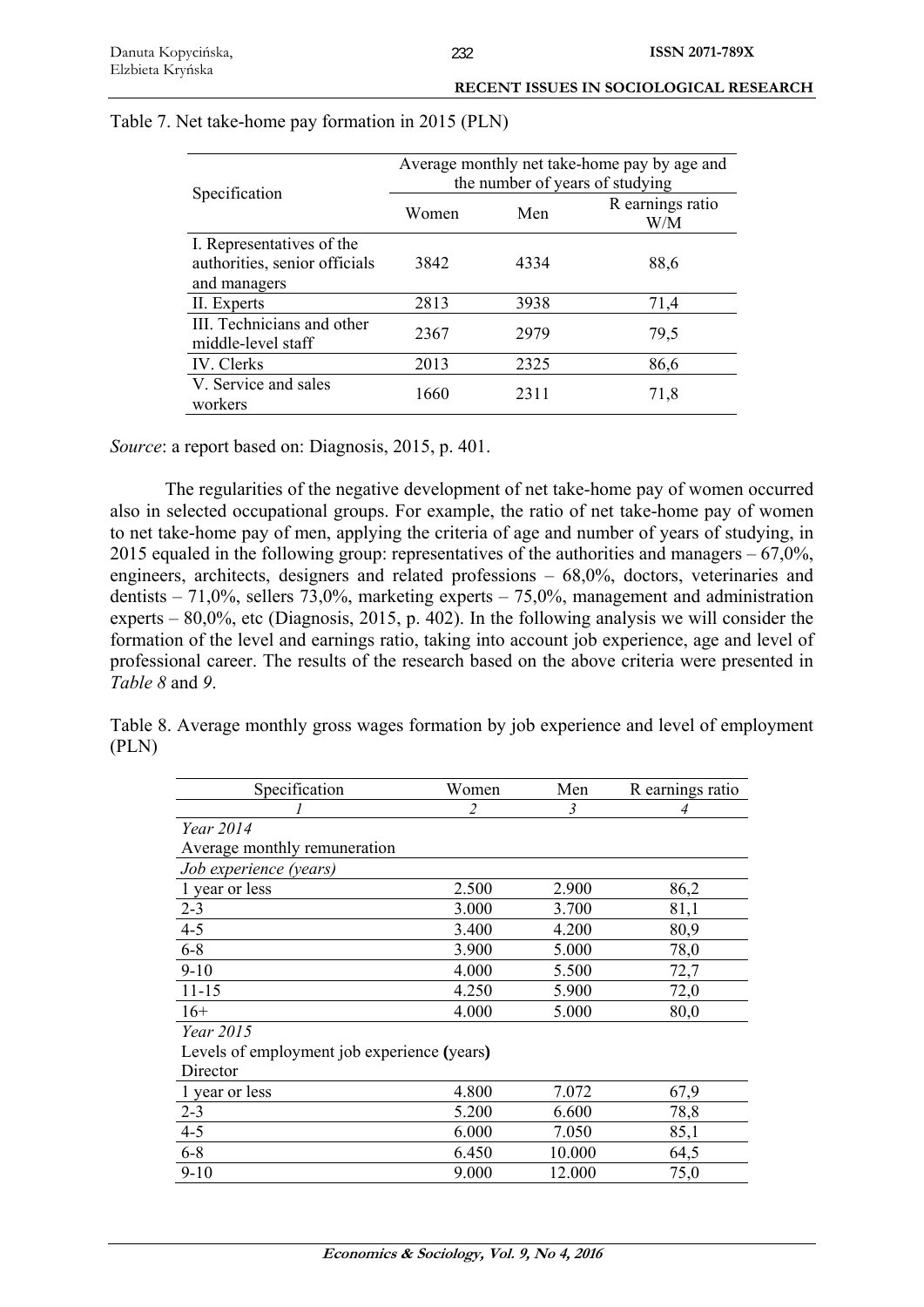Table 7. Net take-home pay formation in 2015 (PLN)

| Specification | Average monthly net take-home pay by age and the number of years of studying | | |
|---|---|---|---|
| | Women | Men | R earnings ratio W/M |
| I. Representatives of the authorities, senior officials and managers | 3842 | 4334 | 88,6 |
| II. Experts | 2813 | 3938 | 71,4 |
| III. Technicians and other middle-level staff | 2367 | 2979 | 79,5 |
| IV. Clerks | 2013 | 2325 | 86,6 |
| V. Service and sales workers | 1660 | 2311 | 71,8 |

*Source*: a report based on: Diagnosis, 2015, p. 401.

The regularities of the negative development of net take-home pay of women occurred also in selected occupational groups. For example, the ratio of net take-home pay of women to net take-home pay of men, applying the criteria of age and number of years of studying, in 2015 equaled in the following group: representatives of the authorities and managers – 67,0%, engineers, architects, designers and related professions – 68,0%, doctors, veterinaries and dentists – 71,0%, sellers 73,0%, marketing experts – 75,0%, management and administration experts – 80,0%, etc (Diagnosis, 2015, p. 402). In the following analysis we will consider the formation of the level and earnings ratio, taking into account job experience, age and level of professional career. The results of the research based on the above criteria were presented in *Table 8* and *9*.

Table 8. Average monthly gross wages formation by job experience and level of employment (PLN)

| Specification | Women | Men | R earnings ratio |
|---|---|---|---|
| *1* | *2* | *3* | *4* |
| *Year 2014* | | | |
| Average monthly remuneration | | | |
| *Job experience (years)* | | | |
| 1 year or less | 2.500 | 2.900 | 86,2 |
| 2-3 | 3.000 | 3.700 | 81,1 |
| 4-5 | 3.400 | 4.200 | 80,9 |
| 6-8 | 3.900 | 5.000 | 78,0 |
| 9-10 | 4.000 | 5.500 | 72,7 |
| 11-15 | 4.250 | 5.900 | 72,0 |
| 16+ | 4.000 | 5.000 | 80,0 |
| *Year 2015* | | | |
| Levels of employment job experience **(**years**)** | | | |
| Director | | | |
| 1 year or less | 4.800 | 7.072 | 67,9 |
| 2-3 | 5.200 | 6.600 | 78,8 |
| 4-5 | 6.000 | 7.050 | 85,1 |
| 6-8 | 6.450 | 10.000 | 64,5 |
| 9-10 | 9.000 | 12.000 | 75,0 |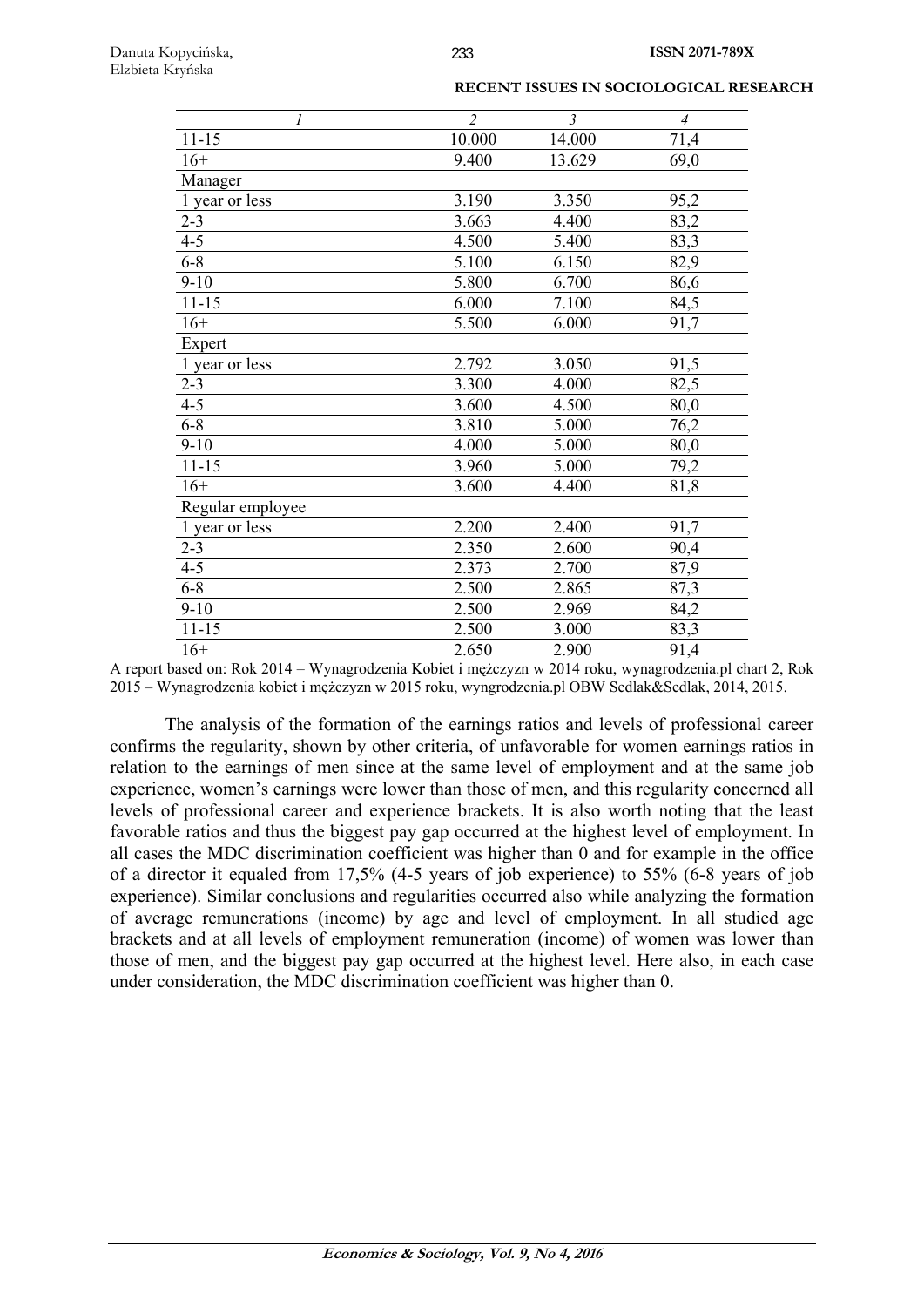| *1* | *2* | *3* | *4* |
|---|---|---|---|
| 11-15 | 10.000 | 14.000 | 71,4 |
| 16+ | 9.400 | 13.629 | 69,0 |
| Manager | | | |
| 1 year or less | 3.190 | 3.350 | 95,2 |
| 2-3 | 3.663 | 4.400 | 83,2 |
| 4-5 | 4.500 | 5.400 | 83,3 |
| 6-8 | 5.100 | 6.150 | 82,9 |
| 9-10 | 5.800 | 6.700 | 86,6 |
| 11-15 | 6.000 | 7.100 | 84,5 |
| 16+ | 5.500 | 6.000 | 91,7 |
| Expert | | | |
| 1 year or less | 2.792 | 3.050 | 91,5 |
| 2-3 | 3.300 | 4.000 | 82,5 |
| 4-5 | 3.600 | 4.500 | 80,0 |
| 6-8 | 3.810 | 5.000 | 76,2 |
| 9-10 | 4.000 | 5.000 | 80,0 |
| 11-15 | 3.960 | 5.000 | 79,2 |
| 16+ | 3.600 | 4.400 | 81,8 |
| Regular employee | | | |
| 1 year or less | 2.200 | 2.400 | 91,7 |
| 2-3 | 2.350 | 2.600 | 90,4 |
| 4-5 | 2.373 | 2.700 | 87,9 |
| 6-8 | 2.500 | 2.865 | 87,3 |
| 9-10 | 2.500 | 2.969 | 84,2 |
| 11-15 | 2.500 | 3.000 | 83,3 |
| 16+ | 2.650 | 2.900 | 91,4 |

A report based on: Rok 2014 – Wynagrodzenia Kobiet i mężczyzn w 2014 roku, wynagrodzenia.pl chart 2, Rok 2015 – Wynagrodzenia kobiet i mężczyzn w 2015 roku, wyngrodzenia.pl OBW Sedlak&Sedlak, 2014, 2015.

The analysis of the formation of the earnings ratios and levels of professional career confirms the regularity, shown by other criteria, of unfavorable for women earnings ratios in relation to the earnings of men since at the same level of employment and at the same job experience, women's earnings were lower than those of men, and this regularity concerned all levels of professional career and experience brackets. It is also worth noting that the least favorable ratios and thus the biggest pay gap occurred at the highest level of employment. In all cases the MDC discrimination coefficient was higher than 0 and for example in the office of a director it equaled from 17,5% (4-5 years of job experience) to 55% (6-8 years of job experience). Similar conclusions and regularities occurred also while analyzing the formation of average remunerations (income) by age and level of employment. In all studied age brackets and at all levels of employment remuneration (income) of women was lower than those of men, and the biggest pay gap occurred at the highest level. Here also, in each case under consideration, the MDC discrimination coefficient was higher than 0.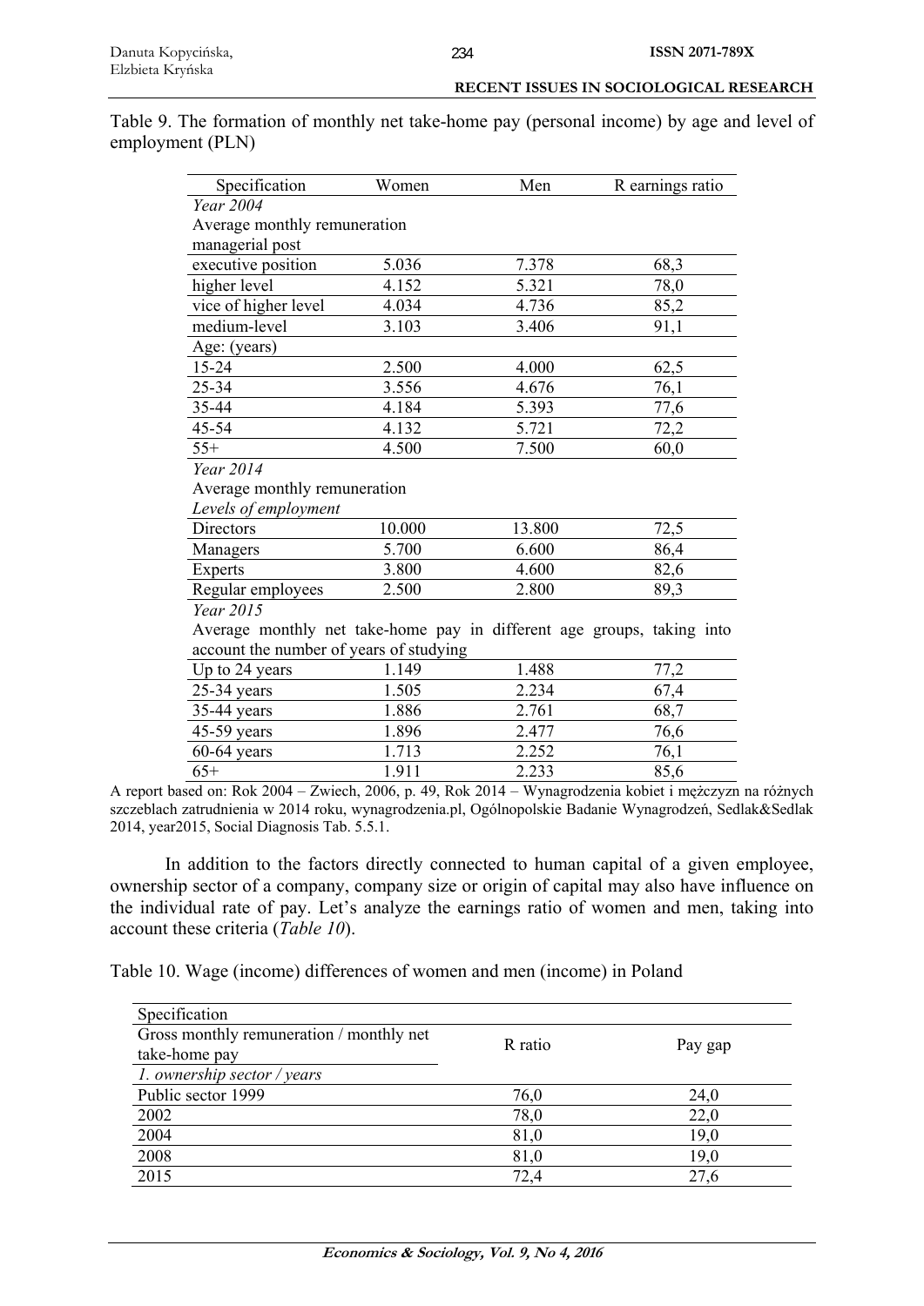Table 9. The formation of monthly net take-home pay (personal income) by age and level of employment (PLN)

| Specification | Women | Men | R earnings ratio |
|---|---|---|---|
| *Year 2004* | | | |
| Average monthly remuneration managerial post | | | |
| executive position | 5.036 | 7.378 | 68,3 |
| higher level | 4.152 | 5.321 | 78,0 |
| vice of higher level | 4.034 | 4.736 | 85,2 |
| medium-level | 3.103 | 3.406 | 91,1 |
| Age: (years) | | | |
| 15-24 | 2.500 | 4.000 | 62,5 |
| 25-34 | 3.556 | 4.676 | 76,1 |
| 35-44 | 4.184 | 5.393 | 77,6 |
| 45-54 | 4.132 | 5.721 | 72,2 |
| 55+ | 4.500 | 7.500 | 60,0 |
| *Year 2014* | | | |
| Average monthly remuneration | | | |
| *Levels of employment* | | | |
| Directors | 10.000 | 13.800 | 72,5 |
| Managers | 5.700 | 6.600 | 86,4 |
| Experts | 3.800 | 4.600 | 82,6 |
| Regular employees | 2.500 | 2.800 | 89,3 |
| *Year 2015* | | | |
| Average monthly net take-home pay in different age groups, taking into account the number of years of studying | | | |
| Up to 24 years | 1.149 | 1.488 | 77,2 |
| 25-34 years | 1.505 | 2.234 | 67,4 |
| 35-44 years | 1.886 | 2.761 | 68,7 |
| 45-59 years | 1.896 | 2.477 | 76,6 |
| 60-64 years | 1.713 | 2.252 | 76,1 |
| 65+ | 1.911 | 2.233 | 85,6 |

A report based on: Rok 2004 – Zwiech, 2006, p. 49, Rok 2014 – Wynagrodzenia kobiet i mężczyzn na różnych szczeblach zatrudnienia w 2014 roku, wynagrodzenia.pl, Ogólnopolskie Badanie Wynagrodzeń, Sedlak&Sedlak 2014, year2015, Social Diagnosis Tab. 5.5.1.

In addition to the factors directly connected to human capital of a given employee, ownership sector of a company, company size or origin of capital may also have influence on the individual rate of pay. Let's analyze the earnings ratio of women and men, taking into account these criteria (*Table 10*).

Table 10. Wage (income) differences of women and men (income) in Poland

| Specification<br>Gross monthly remuneration / monthly net take-home pay<br>*1. ownership sector / years* | R ratio | Pay gap |
|---|---|---|
| Public sector 1999 | 76,0 | 24,0 |
| 2002 | 78,0 | 22,0 |
| 2004 | 81,0 | 19,0 |
| 2008 | 81,0 | 19,0 |
| 2015 | 72,4 | 27,6 |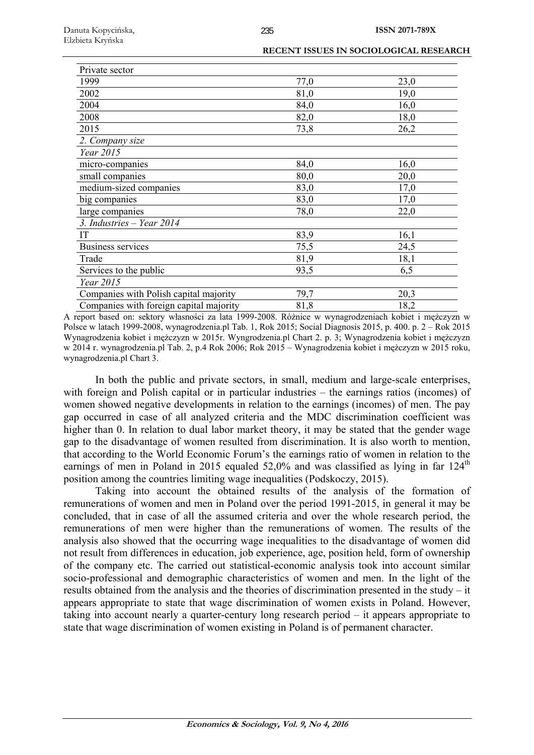| | | |
|---|---|---|
| Private sector | | |
| 1999 | 77,0 | 23,0 |
| 2002 | 81,0 | 19,0 |
| 2004 | 84,0 | 16,0 |
| 2008 | 82,0 | 18,0 |
| 2015 | 73,8 | 26,2 |
| *2. Company size* | | |
| *Year 2015* | | |
| micro-companies | 84,0 | 16,0 |
| small companies | 80,0 | 20,0 |
| medium-sized companies | 83,0 | 17,0 |
| big companies | 83,0 | 17,0 |
| large companies | 78,0 | 22,0 |
| *3. Industries – Year 2014* | | |
| IT | 83,9 | 16,1 |
| Business services | 75,5 | 24,5 |
| Trade | 81,9 | 18,1 |
| Services to the public | 93,5 | 6,5 |
| *Year 2015* | | |
| Companies with Polish capital majority | 79,7 | 20,3 |
| Companies with foreign capital majority | 81,8 | 18,2 |

A report based on: sektory własności za lata 1999-2008. Różnice w wynagrodzeniach kobiet i mężczyzn w Polsce w latach 1999-2008, wynagrodzenia.pl Tab. 1, Rok 2015; Social Diagnosis 2015, p. 400. p. 2 – Rok 2015 Wynagrodzenia kobiet i mężczyzn w 2015r. Wyngrodzenia.pl Chart 2. p. 3; Wynagrodzenia kobiet i mężczyzn w 2014 r. wynagrodzenia.pl Tab. 2, p.4 Rok 2006; Rok 2015 – Wynagrodzenia kobiet i mężczyzn w 2015 roku, wynagrodzenia.pl Chart 3.

In both the public and private sectors, in small, medium and large-scale enterprises, with foreign and Polish capital or in particular industries – the earnings ratios (incomes) of women showed negative developments in relation to the earnings (incomes) of men. The pay gap occurred in case of all analyzed criteria and the MDC discrimination coefficient was higher than 0. In relation to dual labor market theory, it may be stated that the gender wage gap to the disadvantage of women resulted from discrimination. It is also worth to mention, that according to the World Economic Forum's the earnings ratio of women in relation to the earnings of men in Poland in 2015 equaled 52,0% and was classified as lying in far 124th position among the countries limiting wage inequalities (Podskoczy, 2015).

Taking into account the obtained results of the analysis of the formation of remunerations of women and men in Poland over the period 1991-2015, in general it may be concluded, that in case of all the assumed criteria and over the whole research period, the remunerations of men were higher than the remunerations of women. The results of the analysis also showed that the occurring wage inequalities to the disadvantage of women did not result from differences in education, job experience, age, position held, form of ownership of the company etc. The carried out statistical-economic analysis took into account similar socio-professional and demographic characteristics of women and men. In the light of the results obtained from the analysis and the theories of discrimination presented in the study – it appears appropriate to state that wage discrimination of women exists in Poland. However, taking into account nearly a quarter-century long research period – it appears appropriate to state that wage discrimination of women existing in Poland is of permanent character.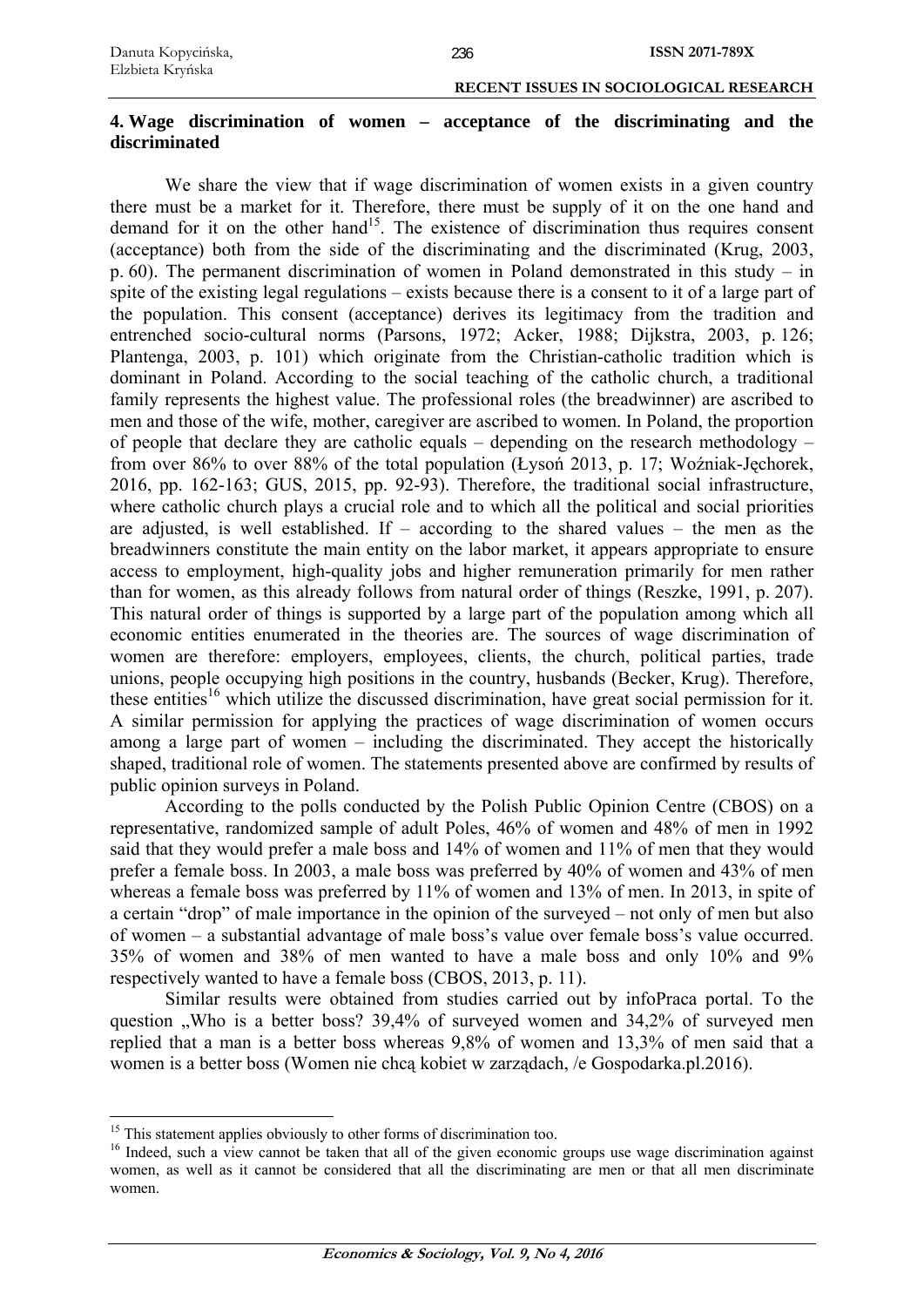## 4. Wage discrimination of women – acceptance of the discriminating and the discriminated

We share the view that if wage discrimination of women exists in a given country there must be a market for it. Therefore, there must be supply of it on the one hand and demand for it on the other hand[15]. The existence of discrimination thus requires consent (acceptance) both from the side of the discriminating and the discriminated (Krug, 2003, p. 60). The permanent discrimination of women in Poland demonstrated in this study – in spite of the existing legal regulations – exists because there is a consent to it of a large part of the population. This consent (acceptance) derives its legitimacy from the tradition and entrenched socio-cultural norms (Parsons, 1972; Acker, 1988; Dijkstra, 2003, p. 126; Plantenga, 2003, p. 101) which originate from the Christian-catholic tradition which is dominant in Poland. According to the social teaching of the catholic church, a traditional family represents the highest value. The professional roles (the breadwinner) are ascribed to men and those of the wife, mother, caregiver are ascribed to women. In Poland, the proportion of people that declare they are catholic equals – depending on the research methodology – from over 86% to over 88% of the total population (Łysoń 2013, p. 17; Woźniak-Jęchorek, 2016, pp. 162-163; GUS, 2015, pp. 92-93). Therefore, the traditional social infrastructure, where catholic church plays a crucial role and to which all the political and social priorities are adjusted, is well established. If – according to the shared values – the men as the breadwinners constitute the main entity on the labor market, it appears appropriate to ensure access to employment, high-quality jobs and higher remuneration primarily for men rather than for women, as this already follows from natural order of things (Reszke, 1991, p. 207). This natural order of things is supported by a large part of the population among which all economic entities enumerated in the theories are. The sources of wage discrimination of women are therefore: employers, employees, clients, the church, political parties, trade unions, people occupying high positions in the country, husbands (Becker, Krug). Therefore, these entities[16] which utilize the discussed discrimination, have great social permission for it. A similar permission for applying the practices of wage discrimination of women occurs among a large part of women – including the discriminated. They accept the historically shaped, traditional role of women. The statements presented above are confirmed by results of public opinion surveys in Poland.

According to the polls conducted by the Polish Public Opinion Centre (CBOS) on a representative, randomized sample of adult Poles, 46% of women and 48% of men in 1992 said that they would prefer a male boss and 14% of women and 11% of men that they would prefer a female boss. In 2003, a male boss was preferred by 40% of women and 43% of men whereas a female boss was preferred by 11% of women and 13% of men. In 2013, in spite of a certain "drop" of male importance in the opinion of the surveyed – not only of men but also of women – a substantial advantage of male boss's value over female boss's value occurred. 35% of women and 38% of men wanted to have a male boss and only 10% and 9% respectively wanted to have a female boss (CBOS, 2013, p. 11).

Similar results were obtained from studies carried out by infoPraca portal. To the question „Who is a better boss? 39,4% of surveyed women and 34,2% of surveyed men replied that a man is a better boss whereas 9,8% of women and 13,3% of men said that a women is a better boss (Women nie chcą kobiet w zarządach, /e Gospodarka.pl.2016).

---

[15] This statement applies obviously to other forms of discrimination too.

[16] Indeed, such a view cannot be taken that all of the given economic groups use wage discrimination against women, as well as it cannot be considered that all the discriminating are men or that all men discriminate women.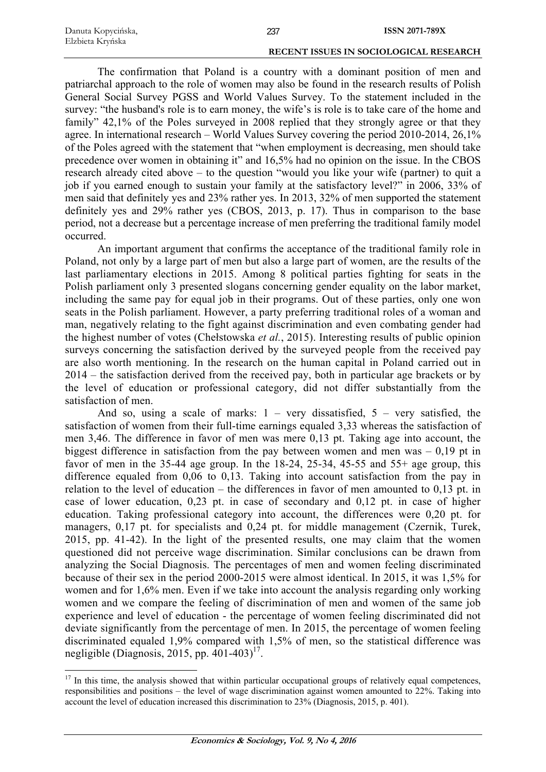The confirmation that Poland is a country with a dominant position of men and patriarchal approach to the role of women may also be found in the research results of Polish General Social Survey PGSS and World Values Survey. To the statement included in the survey: "the husband's role is to earn money, the wife's is role is to take care of the home and family" 42,1% of the Poles surveyed in 2008 replied that they strongly agree or that they agree. In international research – World Values Survey covering the period 2010-2014, 26,1% of the Poles agreed with the statement that "when employment is decreasing, men should take precedence over women in obtaining it" and 16,5% had no opinion on the issue. In the CBOS research already cited above – to the question "would you like your wife (partner) to quit a job if you earned enough to sustain your family at the satisfactory level?" in 2006, 33% of men said that definitely yes and 23% rather yes. In 2013, 32% of men supported the statement definitely yes and 29% rather yes (CBOS, 2013, p. 17). Thus in comparison to the base period, not a decrease but a percentage increase of men preferring the traditional family model occurred.

An important argument that confirms the acceptance of the traditional family role in Poland, not only by a large part of men but also a large part of women, are the results of the last parliamentary elections in 2015. Among 8 political parties fighting for seats in the Polish parliament only 3 presented slogans concerning gender equality on the labor market, including the same pay for equal job in their programs. Out of these parties, only one won seats in the Polish parliament. However, a party preferring traditional roles of a woman and man, negatively relating to the fight against discrimination and even combating gender had the highest number of votes (Chełstowska *et al.*, 2015). Interesting results of public opinion surveys concerning the satisfaction derived by the surveyed people from the received pay are also worth mentioning. In the research on the human capital in Poland carried out in 2014 – the satisfaction derived from the received pay, both in particular age brackets or by the level of education or professional category, did not differ substantially from the satisfaction of men.

And so, using a scale of marks: 1 – very dissatisfied, 5 – very satisfied, the satisfaction of women from their full-time earnings equaled 3,33 whereas the satisfaction of men 3,46. The difference in favor of men was mere 0,13 pt. Taking age into account, the biggest difference in satisfaction from the pay between women and men was – 0,19 pt in favor of men in the 35-44 age group. In the 18-24, 25-34, 45-55 and 55+ age group, this difference equaled from 0,06 to 0,13. Taking into account satisfaction from the pay in relation to the level of education – the differences in favor of men amounted to 0,13 pt. in case of lower education, 0,23 pt. in case of secondary and 0,12 pt. in case of higher education. Taking professional category into account, the differences were 0,20 pt. for managers, 0,17 pt. for specialists and 0,24 pt. for middle management (Czernik, Turek, 2015, pp. 41-42). In the light of the presented results, one may claim that the women questioned did not perceive wage discrimination. Similar conclusions can be drawn from analyzing the Social Diagnosis. The percentages of men and women feeling discriminated because of their sex in the period 2000-2015 were almost identical. In 2015, it was 1,5% for women and for 1,6% men. Even if we take into account the analysis regarding only working women and we compare the feeling of discrimination of men and women of the same job experience and level of education - the percentage of women feeling discriminated did not deviate significantly from the percentage of men. In 2015, the percentage of women feeling discriminated equaled 1,9% compared with 1,5% of men, so the statistical difference was negligible (Diagnosis, 2015, pp. 401-403)[17].

[17] In this time, the analysis showed that within particular occupational groups of relatively equal competences, responsibilities and positions – the level of wage discrimination against women amounted to 22%. Taking into account the level of education increased this discrimination to 23% (Diagnosis, 2015, p. 401).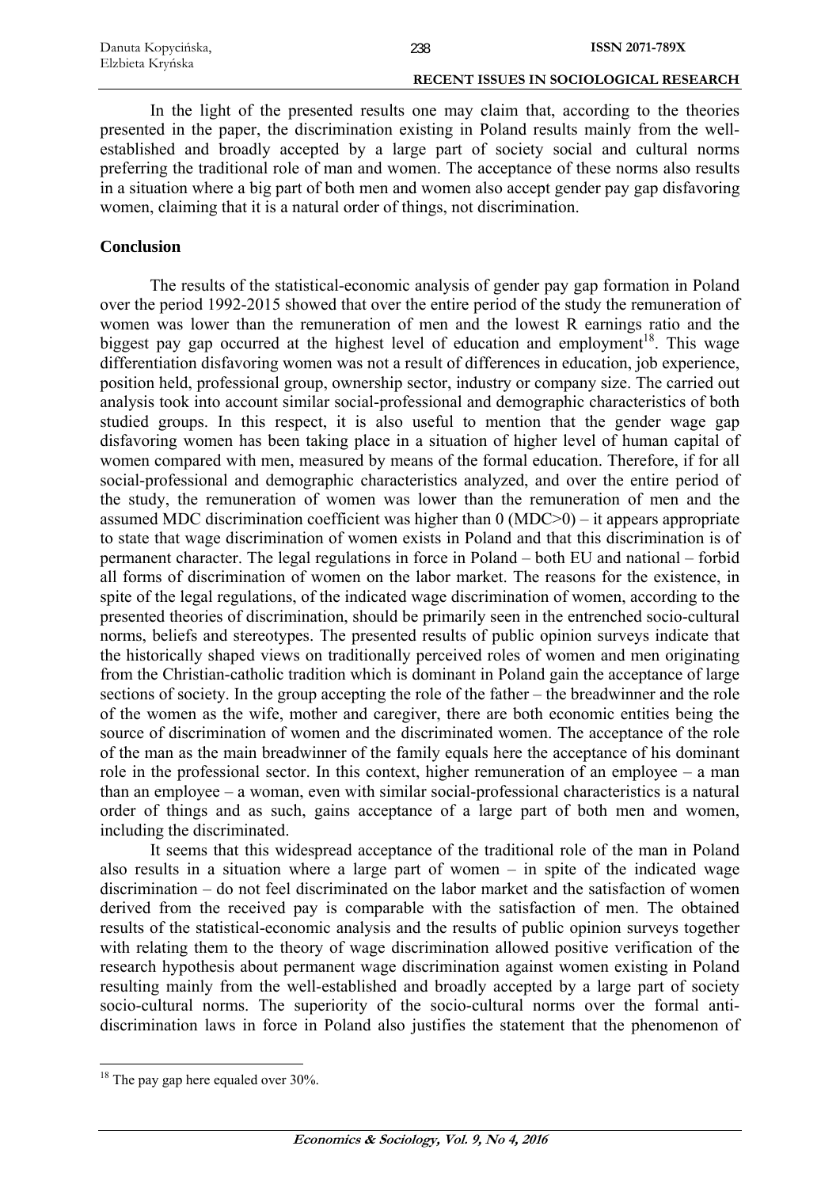In the light of the presented results one may claim that, according to the theories presented in the paper, the discrimination existing in Poland results mainly from the well-established and broadly accepted by a large part of society social and cultural norms preferring the traditional role of man and women. The acceptance of these norms also results in a situation where a big part of both men and women also accept gender pay gap disfavoring women, claiming that it is a natural order of things, not discrimination.

## Conclusion

The results of the statistical-economic analysis of gender pay gap formation in Poland over the period 1992-2015 showed that over the entire period of the study the remuneration of women was lower than the remuneration of men and the lowest R earnings ratio and the biggest pay gap occurred at the highest level of education and employment[18]. This wage differentiation disfavoring women was not a result of differences in education, job experience, position held, professional group, ownership sector, industry or company size. The carried out analysis took into account similar social-professional and demographic characteristics of both studied groups. In this respect, it is also useful to mention that the gender wage gap disfavoring women has been taking place in a situation of higher level of human capital of women compared with men, measured by means of the formal education. Therefore, if for all social-professional and demographic characteristics analyzed, and over the entire period of the study, the remuneration of women was lower than the remuneration of men and the assumed MDC discrimination coefficient was higher than 0 (MDC>0) – it appears appropriate to state that wage discrimination of women exists in Poland and that this discrimination is of permanent character. The legal regulations in force in Poland – both EU and national – forbid all forms of discrimination of women on the labor market. The reasons for the existence, in spite of the legal regulations, of the indicated wage discrimination of women, according to the presented theories of discrimination, should be primarily seen in the entrenched socio-cultural norms, beliefs and stereotypes. The presented results of public opinion surveys indicate that the historically shaped views on traditionally perceived roles of women and men originating from the Christian-catholic tradition which is dominant in Poland gain the acceptance of large sections of society. In the group accepting the role of the father – the breadwinner and the role of the women as the wife, mother and caregiver, there are both economic entities being the source of discrimination of women and the discriminated women. The acceptance of the role of the man as the main breadwinner of the family equals here the acceptance of his dominant role in the professional sector. In this context, higher remuneration of an employee – a man than an employee – a woman, even with similar social-professional characteristics is a natural order of things and as such, gains acceptance of a large part of both men and women, including the discriminated.

It seems that this widespread acceptance of the traditional role of the man in Poland also results in a situation where a large part of women – in spite of the indicated wage discrimination – do not feel discriminated on the labor market and the satisfaction of women derived from the received pay is comparable with the satisfaction of men. The obtained results of the statistical-economic analysis and the results of public opinion surveys together with relating them to the theory of wage discrimination allowed positive verification of the research hypothesis about permanent wage discrimination against women existing in Poland resulting mainly from the well-established and broadly accepted by a large part of society socio-cultural norms. The superiority of the socio-cultural norms over the formal anti-discrimination laws in force in Poland also justifies the statement that the phenomenon of

---

[18] The pay gap here equaled over 30%.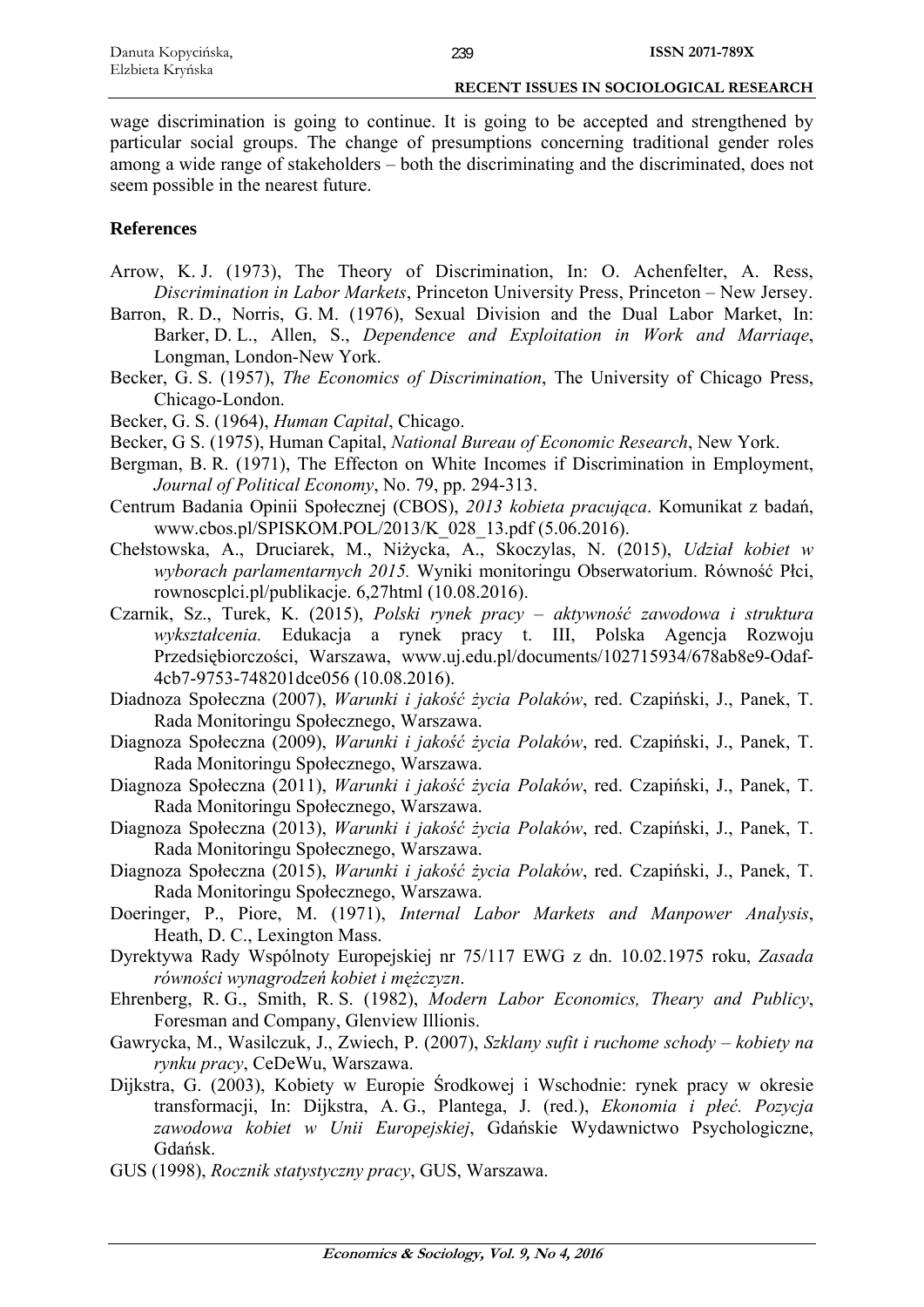wage discrimination is going to continue. It is going to be accepted and strengthened by particular social groups. The change of presumptions concerning traditional gender roles among a wide range of stakeholders – both the discriminating and the discriminated, does not seem possible in the nearest future.

## References

Arrow, K. J. (1973), The Theory of Discrimination, In: O. Achenfelter, A. Ress, *Discrimination in Labor Markets*, Princeton University Press, Princeton – New Jersey.

Barron, R. D., Norris, G. M. (1976), Sexual Division and the Dual Labor Market, In: Barker, D. L., Allen, S., *Dependence and Exploitation in Work and Marriaqe*, Longman, London-New York.

Becker, G. S. (1957), *The Economics of Discrimination*, The University of Chicago Press, Chicago-London.

Becker, G. S. (1964), *Human Capital*, Chicago.

Becker, G S. (1975), Human Capital, *National Bureau of Economic Research*, New York.

Bergman, B. R. (1971), The Effecton on White Incomes if Discrimination in Employment, *Journal of Political Economy*, No. 79, pp. 294-313.

Centrum Badania Opinii Społecznej (CBOS), *2013 kobieta pracująca*. Komunikat z badań, www.cbos.pl/SPISKOM.POL/2013/K_028_13.pdf (5.06.2016).

Chełstowska, A., Druciarek, M., Niżycka, A., Skoczylas, N. (2015), *Udział kobiet w wyborach parlamentarnych 2015.* Wyniki monitoringu Obserwatorium. Równość Płci, rownoscplci.pl/publikacje. 6,27html (10.08.2016).

Czarnik, Sz., Turek, K. (2015), *Polski rynek pracy – aktywność zawodowa i struktura wykształcenia.* Edukacja a rynek pracy t. III, Polska Agencja Rozwoju Przedsiębiorczości, Warszawa, www.uj.edu.pl/documents/102715934/678ab8e9-Odaf-4cb7-9753-748201dce056 (10.08.2016).

Diadnoza Społeczna (2007), *Warunki i jakość życia Polaków*, red. Czapiński, J., Panek, T. Rada Monitoringu Społecznego, Warszawa.

Diagnoza Społeczna (2009), *Warunki i jakość życia Polaków*, red. Czapiński, J., Panek, T. Rada Monitoringu Społecznego, Warszawa.

Diagnoza Społeczna (2011), *Warunki i jakość życia Polaków*, red. Czapiński, J., Panek, T. Rada Monitoringu Społecznego, Warszawa.

Diagnoza Społeczna (2013), *Warunki i jakość życia Polaków*, red. Czapiński, J., Panek, T. Rada Monitoringu Społecznego, Warszawa.

Diagnoza Społeczna (2015), *Warunki i jakość życia Polaków*, red. Czapiński, J., Panek, T. Rada Monitoringu Społecznego, Warszawa.

Doeringer, P., Piore, M. (1971), *Internal Labor Markets and Manpower Analysis*, Heath, D. C., Lexington Mass.

Dyrektywa Rady Wspólnoty Europejskiej nr 75/117 EWG z dn. 10.02.1975 roku, *Zasada równości wynagrodzeń kobiet i mężczyzn*.

Ehrenberg, R. G., Smith, R. S. (1982), *Modern Labor Economics, Theary and Publicy*, Foresman and Company, Glenview Illionis.

Gawrycka, M., Wasilczuk, J., Zwiech, P. (2007), *Szklany sufit i ruchome schody – kobiety na rynku pracy*, CeDeWu, Warszawa.

Dijkstra, G. (2003), Kobiety w Europie Środkowej i Wschodnie: rynek pracy w okresie transformacji, In: Dijkstra, A. G., Plantega, J. (red.), *Ekonomia i płeć. Pozycja zawodowa kobiet w Unii Europejskiej*, Gdańskie Wydawnictwo Psychologiczne, Gdańsk.

GUS (1998), *Rocznik statystyczny pracy*, GUS, Warszawa.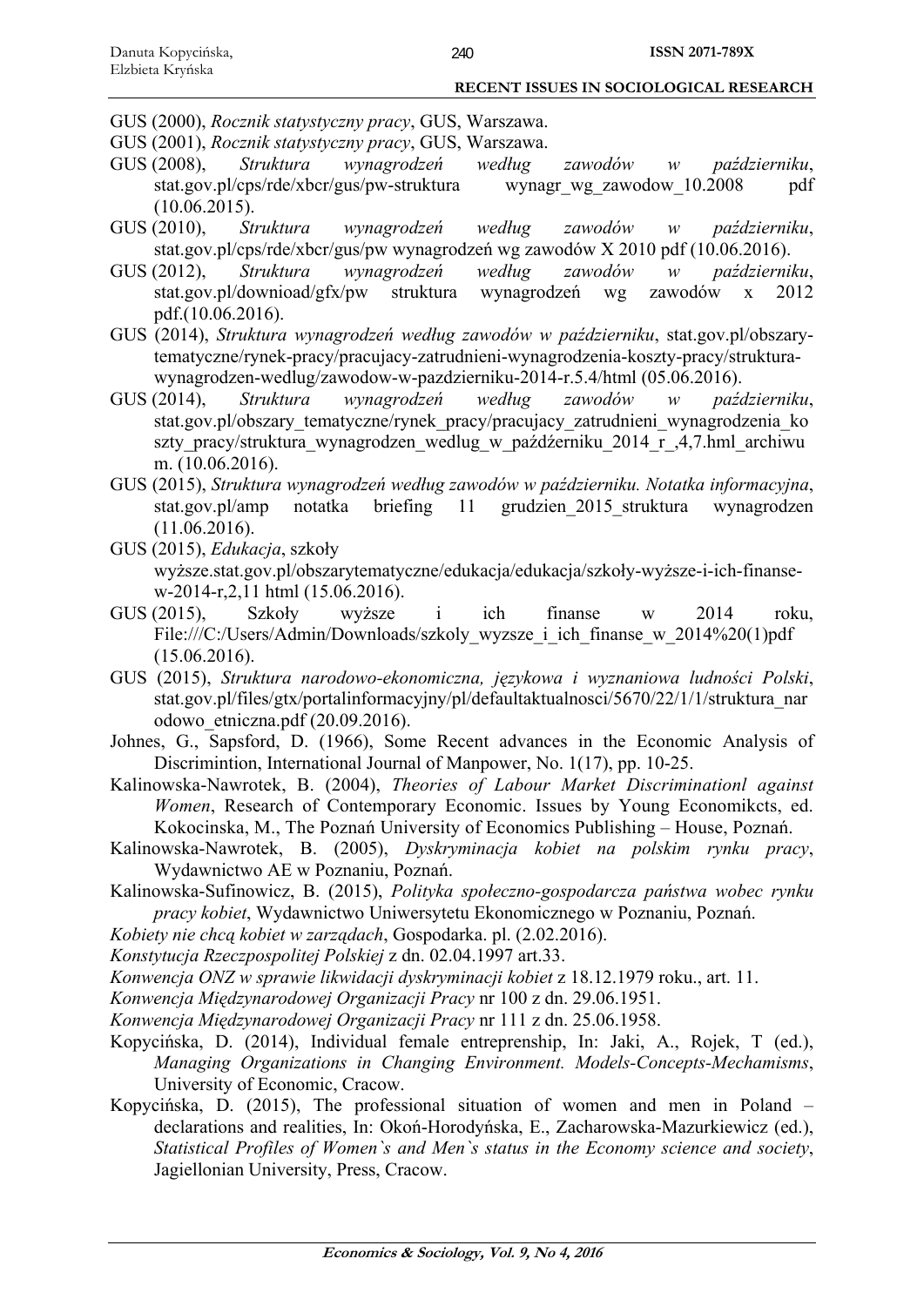GUS (2000), *Rocznik statystyczny pracy*, GUS, Warszawa.

GUS (2001), *Rocznik statystyczny pracy*, GUS, Warszawa.

GUS (2008), *Struktura wynagrodzeń według zawodów w październiku*, stat.gov.pl/cps/rde/xbcr/gus/pw-struktura wynagr_wg_zawodow_10.2008 pdf (10.06.2015).

GUS (2010), *Struktura wynagrodzeń według zawodów w październiku*, stat.gov.pl/cps/rde/xbcr/gus/pw wynagrodzeń wg zawodów X 2010 pdf (10.06.2016).

GUS (2012), *Struktura wynagrodzeń według zawodów w październiku*, stat.gov.pl/downioad/gfx/pw struktura wynagrodzeń wg zawodów x 2012 pdf.(10.06.2016).

GUS (2014), *Struktura wynagrodzeń według zawodów w październiku*, stat.gov.pl/obszary-tematyczne/rynek-pracy/pracujacy-zatrudnieni-wynagrodzenia-koszty-pracy/struktura-wynagrodzen-wedlug/zawodow-w-pazdzierniku-2014-r.5.4/html (05.06.2016).

GUS (2014), *Struktura wynagrodzeń według zawodów w październiku*, stat.gov.pl/obszary_tematyczne/rynek_pracy/pracujacy_zatrudnieni_wynagrodzenia_koszty_pracy/struktura_wynagrodzen_wedlug_w_paźdźerniku_2014_r_,4,7.hml_archiwum. (10.06.2016).

GUS (2015), *Struktura wynagrodzeń według zawodów w październiku. Notatka informacyjna*, stat.gov.pl/amp notatka briefing 11 grudzien_2015_struktura wynagrodzen (11.06.2016).

GUS (2015), *Edukacja*, szkoły wyższe.stat.gov.pl/obszarytematyczne/edukacja/edukacja/szkoły-wyższe-i-ich-finanse-w-2014-r,2,11 html (15.06.2016).

GUS (2015), Szkoły wyższe i ich finanse w 2014 roku, File:///C:/Users/Admin/Downloads/szkoly_wyzsze_i_ich_finanse_w_2014%20(1)pdf (15.06.2016).

GUS (2015), *Struktura narodowo-ekonomiczna, językowa i wyznaniowa ludności Polski*, stat.gov.pl/files/gtx/portalinformacyjny/pl/defaultaktualnosci/5670/22/1/1/struktura_narodowo_etniczna.pdf (20.09.2016).

Johnes, G., Sapsford, D. (1966), Some Recent advances in the Economic Analysis of Discrimintion, International Journal of Manpower, No. 1(17), pp. 10-25.

Kalinowska-Nawrotek, B. (2004), *Theories of Labour Market Discriminationl against Women*, Research of Contemporary Economic. Issues by Young Economikcts, ed. Kokocinska, M., The Poznań University of Economics Publishing – House, Poznań.

Kalinowska-Nawrotek, B. (2005), *Dyskryminacja kobiet na polskim rynku pracy*, Wydawnictwo AE w Poznaniu, Poznań.

Kalinowska-Sufinowicz, B. (2015), *Polityka społeczno-gospodarcza państwa wobec rynku pracy kobiet*, Wydawnictwo Uniwersytetu Ekonomicznego w Poznaniu, Poznań.

*Kobiety nie chcą kobiet w zarządach*, Gospodarka. pl. (2.02.2016).

*Konstytucja Rzeczpospolitej Polskiej* z dn. 02.04.1997 art.33.

*Konwencja ONZ w sprawie likwidacji dyskryminacji kobiet* z 18.12.1979 roku., art. 11.

*Konwencja Międzynarodowej Organizacji Pracy* nr 100 z dn. 29.06.1951.

*Konwencja Międzynarodowej Organizacji Pracy* nr 111 z dn. 25.06.1958.

Kopycińska, D. (2014), Individual female entreprenship, In: Jaki, A., Rojek, T (ed.), *Managing Organizations in Changing Environment. Models-Concepts-Mechamisms*, University of Economic, Cracow.

Kopycińska, D. (2015), The professional situation of women and men in Poland – declarations and realities, In: Okoń-Horodyńska, E., Zacharowska-Mazurkiewicz (ed.), *Statistical Profiles of Women`s and Men`s status in the Economy science and society*, Jagiellonian University, Press, Cracow.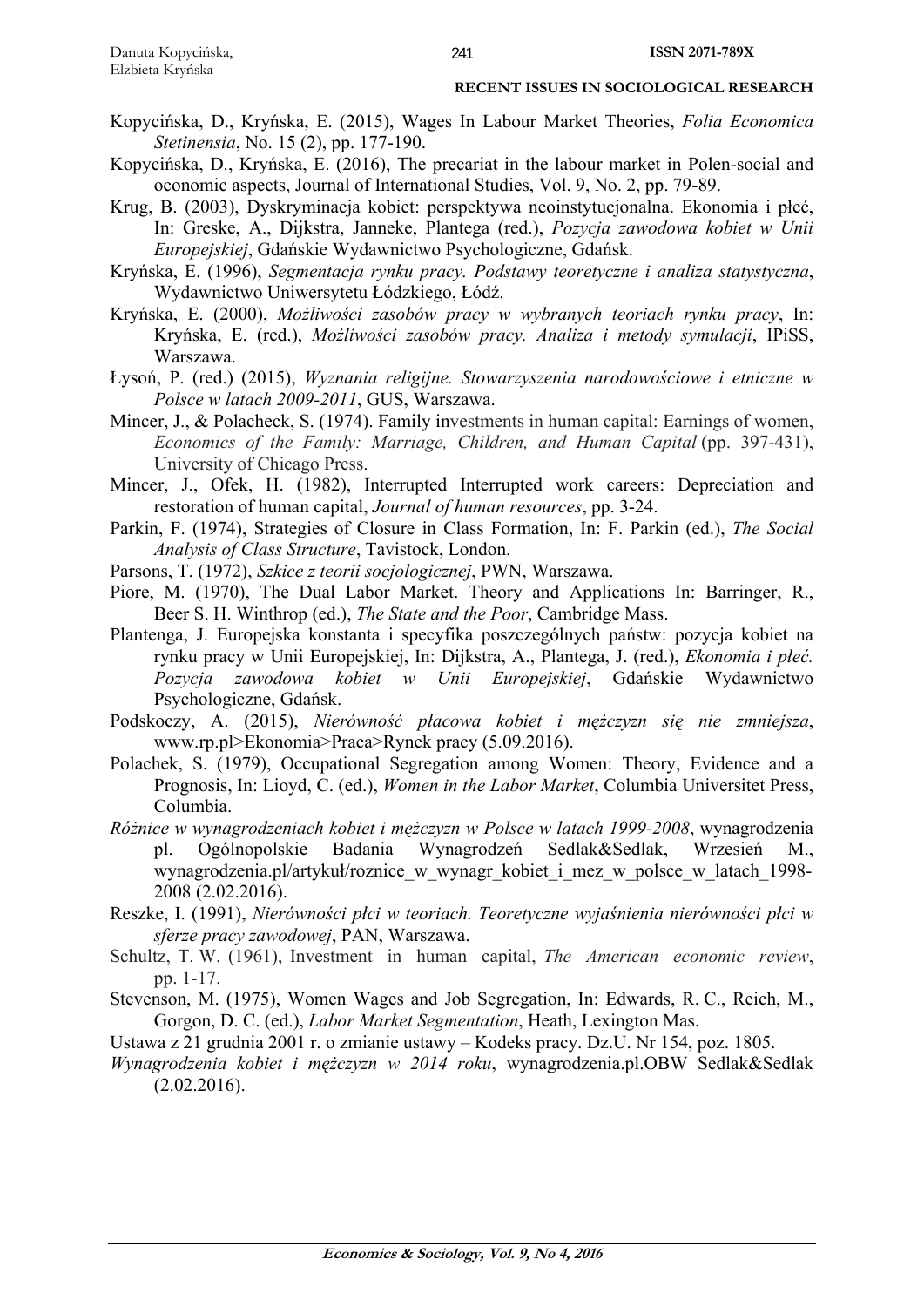Kopycińska, D., Kryńska, E. (2015), Wages In Labour Market Theories, *Folia Economica Stetinensia*, No. 15 (2), pp. 177-190.

Kopycińska, D., Kryńska, E. (2016), The precariat in the labour market in Polen-social and oconomic aspects, Journal of International Studies, Vol. 9, No. 2, pp. 79-89.

Krug, B. (2003), Dyskryminacja kobiet: perspektywa neoinstytucjonalna. Ekonomia i płeć, In: Greske, A., Dijkstra, Janneke, Plantega (red.), *Pozycja zawodowa kobiet w Unii Europejskiej*, Gdańskie Wydawnictwo Psychologiczne, Gdańsk.

Kryńska, E. (1996), *Segmentacja rynku pracy. Podstawy teoretyczne i analiza statystyczna*, Wydawnictwo Uniwersytetu Łódzkiego, Łódź.

Kryńska, E. (2000), *Możliwości zasobów pracy w wybranych teoriach rynku pracy*, In: Kryńska, E. (red.), *Możliwości zasobów pracy. Analiza i metody symulacji*, IPiSS, Warszawa.

Łysoń, P. (red.) (2015), *Wyznania religijne. Stowarzyszenia narodowościowe i etniczne w Polsce w latach 2009-2011*, GUS, Warszawa.

Mincer, J., & Polacheck, S. (1974). Family investments in human capital: Earnings of women, *Economics of the Family: Marriage, Children, and Human Capital* (pp. 397-431), University of Chicago Press.

Mincer, J., Ofek, H. (1982), Interrupted Interrupted work careers: Depreciation and restoration of human capital, *Journal of human resources*, pp. 3-24.

Parkin, F. (1974), Strategies of Closure in Class Formation, In: F. Parkin (ed.), *The Social Analysis of Class Structure*, Tavistock, London.

Parsons, T. (1972), *Szkice z teorii socjologicznej*, PWN, Warszawa.

Piore, M. (1970), The Dual Labor Market. Theory and Applications In: Barringer, R., Beer S. H. Winthrop (ed.), *The State and the Poor*, Cambridge Mass.

Plantenga, J. Europejska konstanta i specyfika poszczególnych państw: pozycja kobiet na rynku pracy w Unii Europejskiej, In: Dijkstra, A., Plantega, J. (red.), *Ekonomia i płeć. Pozycja zawodowa kobiet w Unii Europejskiej*, Gdańskie Wydawnictwo Psychologiczne, Gdańsk.

Podskoczy, A. (2015), *Nierówność płacowa kobiet i mężczyzn się nie zmniejsza*, www.rp.pl>Ekonomia>Praca>Rynek pracy (5.09.2016).

Polachek, S. (1979), Occupational Segregation among Women: Theory, Evidence and a Prognosis, In: Lioyd, C. (ed.), *Women in the Labor Market*, Columbia Universitet Press, Columbia.

*Różnice w wynagrodzeniach kobiet i mężczyzn w Polsce w latach 1999-2008*, wynagrodzenia pl. Ogólnopolskie Badania Wynagrodzeń Sedlak&Sedlak, Wrzesień M., wynagrodzenia.pl/artykuł/roznice_w_wynagr_kobiet_i_mez_w_polsce_w_latach_1998-2008 (2.02.2016).

Reszke, I. (1991), *Nierówności płci w teoriach. Teoretyczne wyjaśnienia nierówności płci w sferze pracy zawodowej*, PAN, Warszawa.

Schultz, T. W. (1961), Investment in human capital, *The American economic review*, pp. 1-17.

Stevenson, M. (1975), Women Wages and Job Segregation, In: Edwards, R. C., Reich, M., Gorgon, D. C. (ed.), *Labor Market Segmentation*, Heath, Lexington Mas.

Ustawa z 21 grudnia 2001 r. o zmianie ustawy – Kodeks pracy. Dz.U. Nr 154, poz. 1805.

*Wynagrodzenia kobiet i mężczyzn w 2014 roku*, wynagrodzenia.pl.OBW Sedlak&Sedlak (2.02.2016).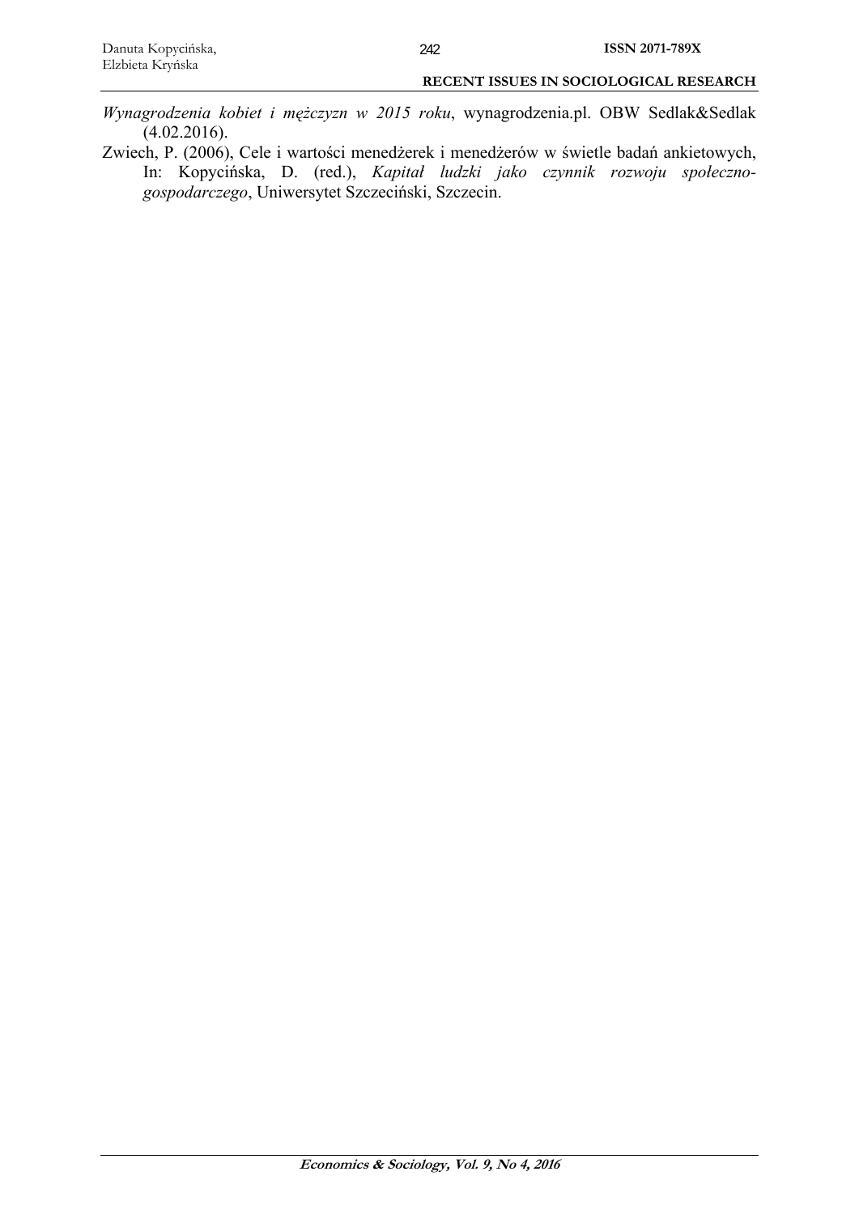*Wynagrodzenia kobiet i mężczyzn w 2015 roku*, wynagrodzenia.pl. OBW Sedlak&Sedlak (4.02.2016).

Zwiech, P. (2006), Cele i wartości menedżerek i menedżerów w świetle badań ankietowych, In: Kopycińska, D. (red.), *Kapitał ludzki jako czynnik rozwoju społeczno-gospodarczego*, Uniwersytet Szczeciński, Szczecin.